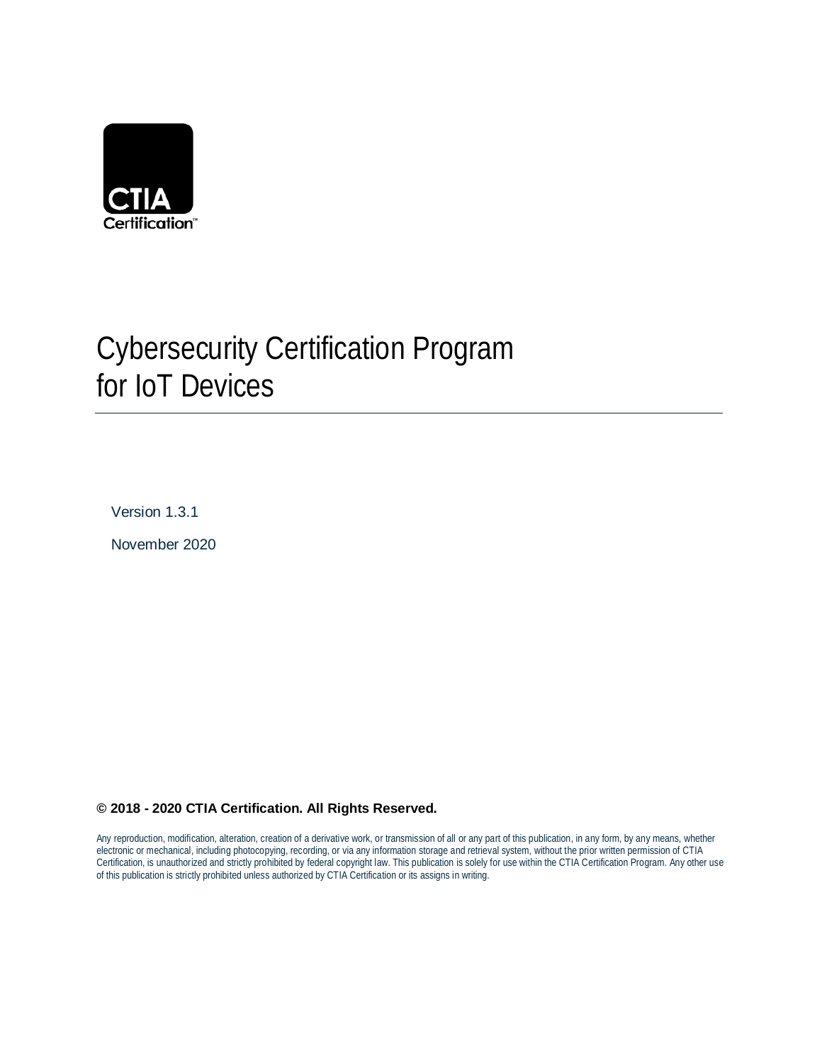CTIA Certification™

# Cybersecurity Certification Program for IoT Devices

Version 1.3.1

November 2020

**© 2018 - 2020 CTIA Certification. All Rights Reserved.**

Any reproduction, modification, alteration, creation of a derivative work, or transmission of all or any part of this publication, in any form, by any means, whether electronic or mechanical, including photocopying, recording, or via any information storage and retrieval system, without the prior written permission of CTIA Certification, is unauthorized and strictly prohibited by federal copyright law. This publication is solely for use within the CTIA Certification Program. Any other use of this publication is strictly prohibited unless authorized by CTIA Certification or its assigns in writing.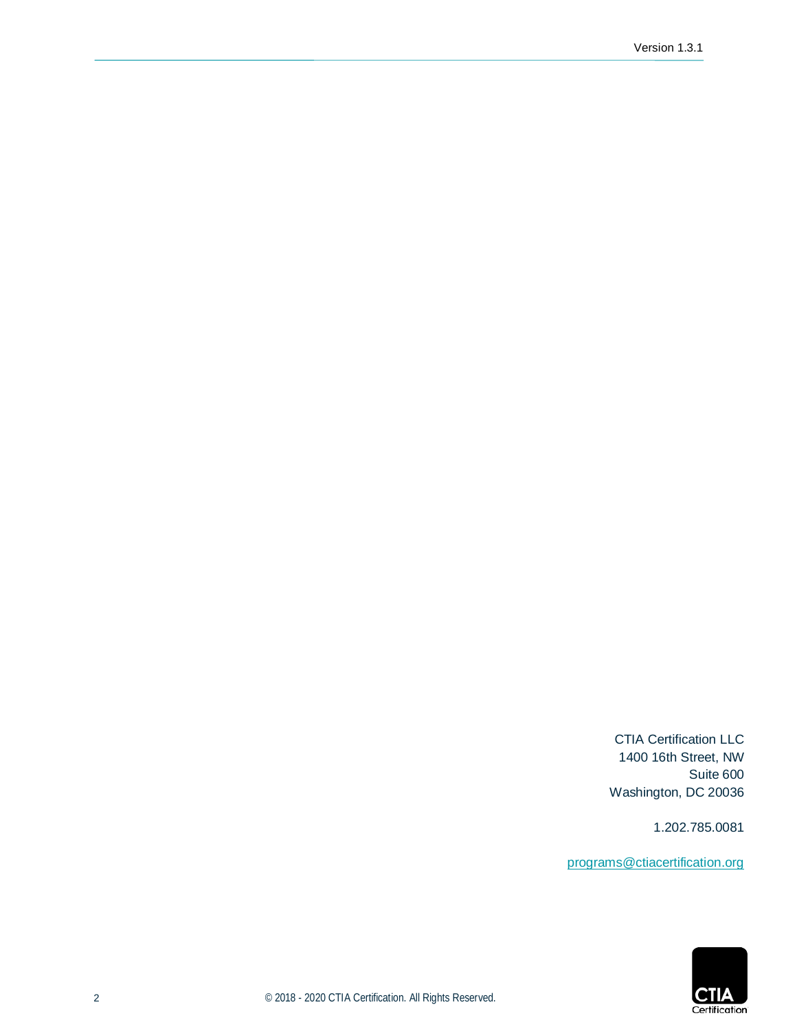CTIA Certification LLC
1400 16th Street, NW
Suite 600
Washington, DC 20036

1.202.785.0081

programs@ctiacertification.org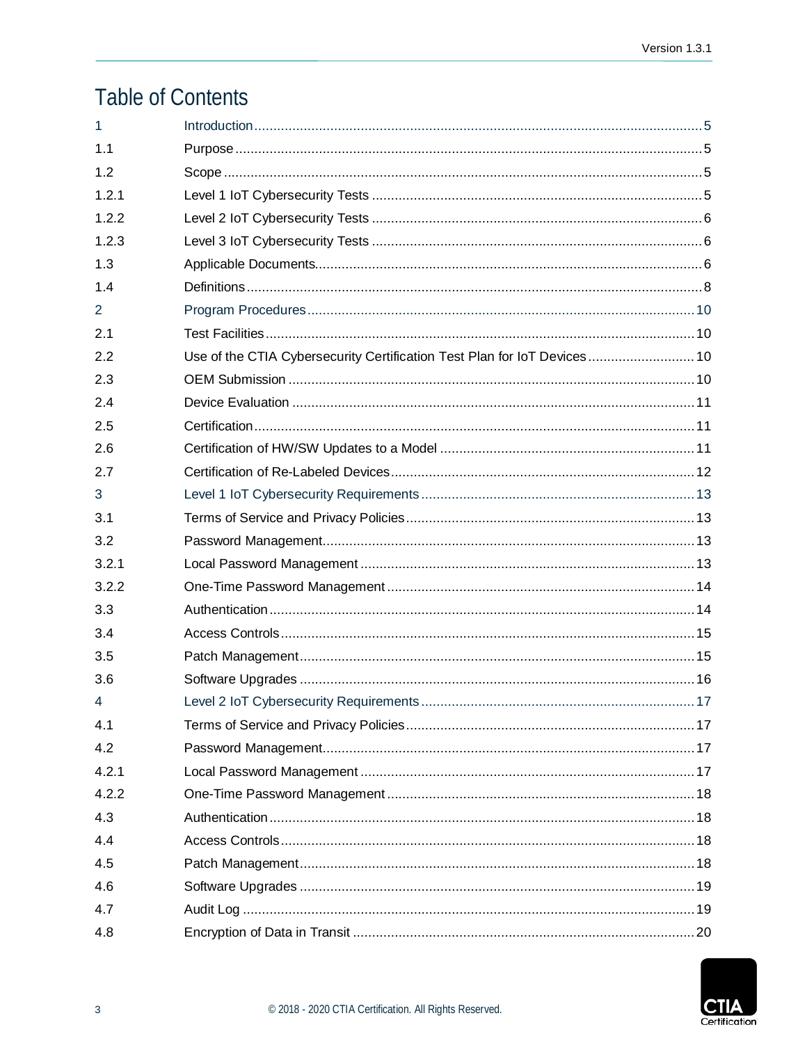# Table of Contents

| | | |
|---|---|---|
| 1 | Introduction | 5 |
| 1.1 | Purpose | 5 |
| 1.2 | Scope | 5 |
| 1.2.1 | Level 1 IoT Cybersecurity Tests | 5 |
| 1.2.2 | Level 2 IoT Cybersecurity Tests | 6 |
| 1.2.3 | Level 3 IoT Cybersecurity Tests | 6 |
| 1.3 | Applicable Documents | 6 |
| 1.4 | Definitions | 8 |
| 2 | Program Procedures | 10 |
| 2.1 | Test Facilities | 10 |
| 2.2 | Use of the CTIA Cybersecurity Certification Test Plan for IoT Devices | 10 |
| 2.3 | OEM Submission | 10 |
| 2.4 | Device Evaluation | 11 |
| 2.5 | Certification | 11 |
| 2.6 | Certification of HW/SW Updates to a Model | 11 |
| 2.7 | Certification of Re-Labeled Devices | 12 |
| 3 | Level 1 IoT Cybersecurity Requirements | 13 |
| 3.1 | Terms of Service and Privacy Policies | 13 |
| 3.2 | Password Management | 13 |
| 3.2.1 | Local Password Management | 13 |
| 3.2.2 | One-Time Password Management | 14 |
| 3.3 | Authentication | 14 |
| 3.4 | Access Controls | 15 |
| 3.5 | Patch Management | 15 |
| 3.6 | Software Upgrades | 16 |
| 4 | Level 2 IoT Cybersecurity Requirements | 17 |
| 4.1 | Terms of Service and Privacy Policies | 17 |
| 4.2 | Password Management | 17 |
| 4.2.1 | Local Password Management | 17 |
| 4.2.2 | One-Time Password Management | 18 |
| 4.3 | Authentication | 18 |
| 4.4 | Access Controls | 18 |
| 4.5 | Patch Management | 18 |
| 4.6 | Software Upgrades | 19 |
| 4.7 | Audit Log | 19 |
| 4.8 | Encryption of Data in Transit | 20 |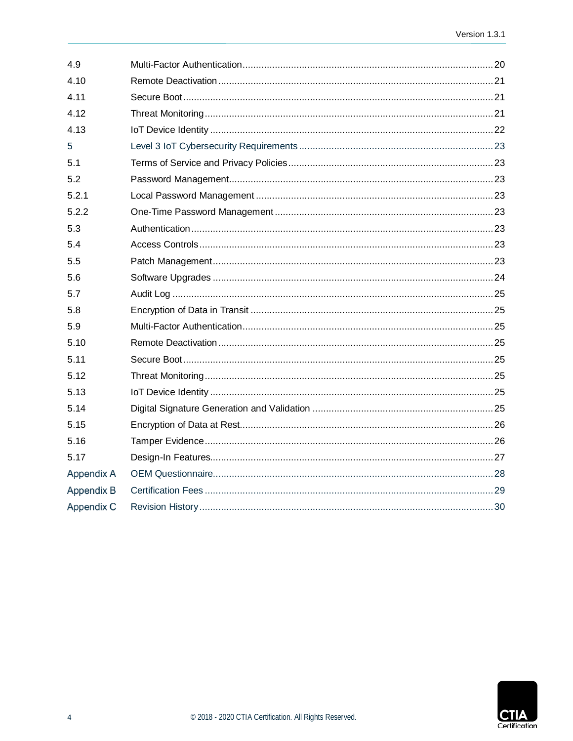| | | |
|---|---|---|
| 4.9 | Multi-Factor Authentication | 20 |
| 4.10 | Remote Deactivation | 21 |
| 4.11 | Secure Boot | 21 |
| 4.12 | Threat Monitoring | 21 |
| 4.13 | IoT Device Identity | 22 |
| 5 | Level 3 IoT Cybersecurity Requirements | 23 |
| 5.1 | Terms of Service and Privacy Policies | 23 |
| 5.2 | Password Management | 23 |
| 5.2.1 | Local Password Management | 23 |
| 5.2.2 | One-Time Password Management | 23 |
| 5.3 | Authentication | 23 |
| 5.4 | Access Controls | 23 |
| 5.5 | Patch Management | 23 |
| 5.6 | Software Upgrades | 24 |
| 5.7 | Audit Log | 25 |
| 5.8 | Encryption of Data in Transit | 25 |
| 5.9 | Multi-Factor Authentication | 25 |
| 5.10 | Remote Deactivation | 25 |
| 5.11 | Secure Boot | 25 |
| 5.12 | Threat Monitoring | 25 |
| 5.13 | IoT Device Identity | 25 |
| 5.14 | Digital Signature Generation and Validation | 25 |
| 5.15 | Encryption of Data at Rest | 26 |
| 5.16 | Tamper Evidence | 26 |
| 5.17 | Design-In Features | 27 |
| Appendix A | OEM Questionnaire | 28 |
| Appendix B | Certification Fees | 29 |
| Appendix C | Revision History | 30 |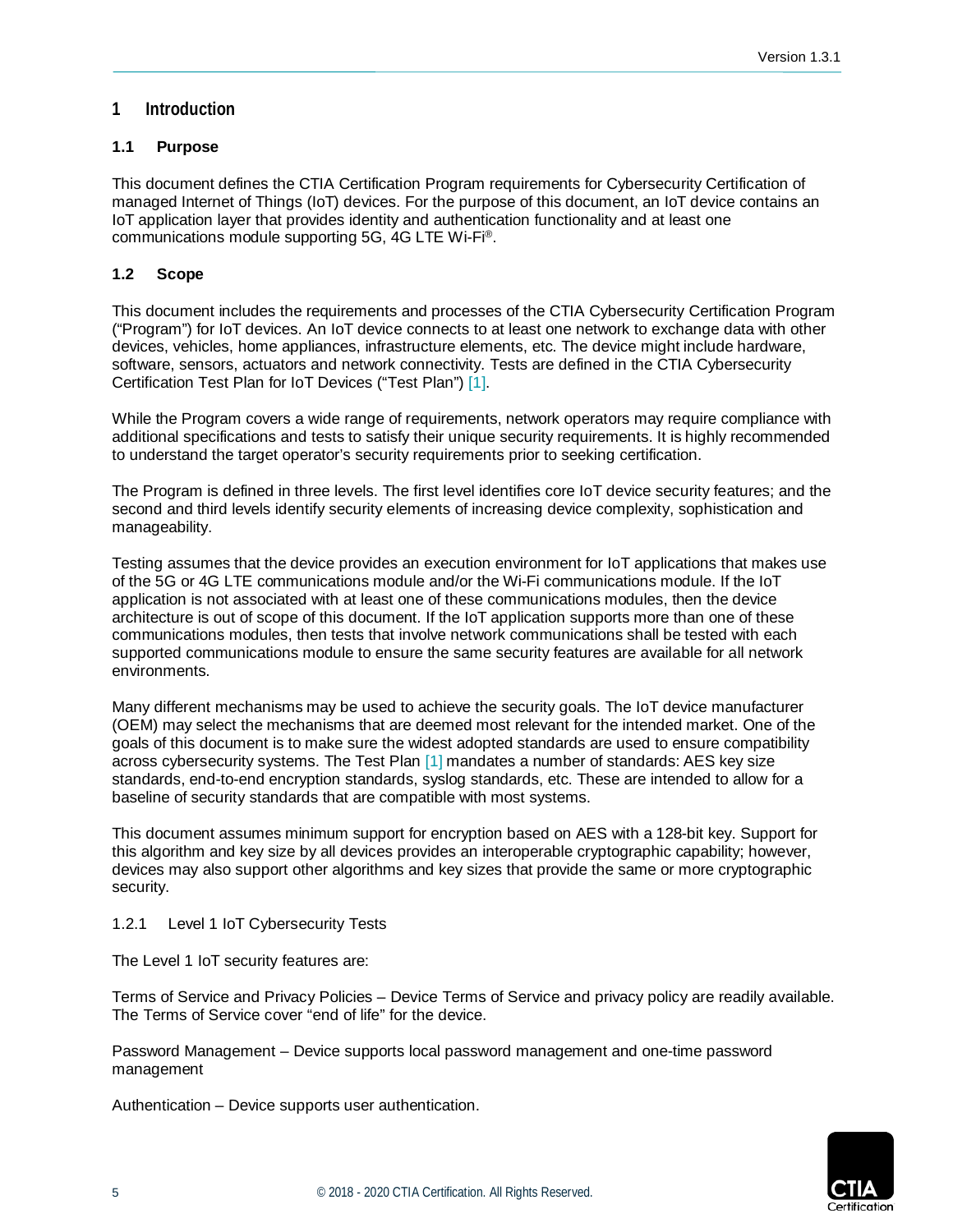# 1 Introduction

## 1.1 Purpose

This document defines the CTIA Certification Program requirements for Cybersecurity Certification of managed Internet of Things (IoT) devices. For the purpose of this document, an IoT device contains an IoT application layer that provides identity and authentication functionality and at least one communications module supporting 5G, 4G LTE Wi-Fi®.

## 1.2 Scope

This document includes the requirements and processes of the CTIA Cybersecurity Certification Program ("Program") for IoT devices. An IoT device connects to at least one network to exchange data with other devices, vehicles, home appliances, infrastructure elements, etc. The device might include hardware, software, sensors, actuators and network connectivity. Tests are defined in the CTIA Cybersecurity Certification Test Plan for IoT Devices ("Test Plan") [1].

While the Program covers a wide range of requirements, network operators may require compliance with additional specifications and tests to satisfy their unique security requirements. It is highly recommended to understand the target operator's security requirements prior to seeking certification.

The Program is defined in three levels. The first level identifies core IoT device security features; and the second and third levels identify security elements of increasing device complexity, sophistication and manageability.

Testing assumes that the device provides an execution environment for IoT applications that makes use of the 5G or 4G LTE communications module and/or the Wi-Fi communications module. If the IoT application is not associated with at least one of these communications modules, then the device architecture is out of scope of this document. If the IoT application supports more than one of these communications modules, then tests that involve network communications shall be tested with each supported communications module to ensure the same security features are available for all network environments.

Many different mechanisms may be used to achieve the security goals. The IoT device manufacturer (OEM) may select the mechanisms that are deemed most relevant for the intended market. One of the goals of this document is to make sure the widest adopted standards are used to ensure compatibility across cybersecurity systems. The Test Plan [1] mandates a number of standards: AES key size standards, end-to-end encryption standards, syslog standards, etc. These are intended to allow for a baseline of security standards that are compatible with most systems.

This document assumes minimum support for encryption based on AES with a 128-bit key. Support for this algorithm and key size by all devices provides an interoperable cryptographic capability; however, devices may also support other algorithms and key sizes that provide the same or more cryptographic security.

### 1.2.1 Level 1 IoT Cybersecurity Tests

The Level 1 IoT security features are:

Terms of Service and Privacy Policies – Device Terms of Service and privacy policy are readily available. The Terms of Service cover "end of life" for the device.

Password Management – Device supports local password management and one-time password management

Authentication – Device supports user authentication.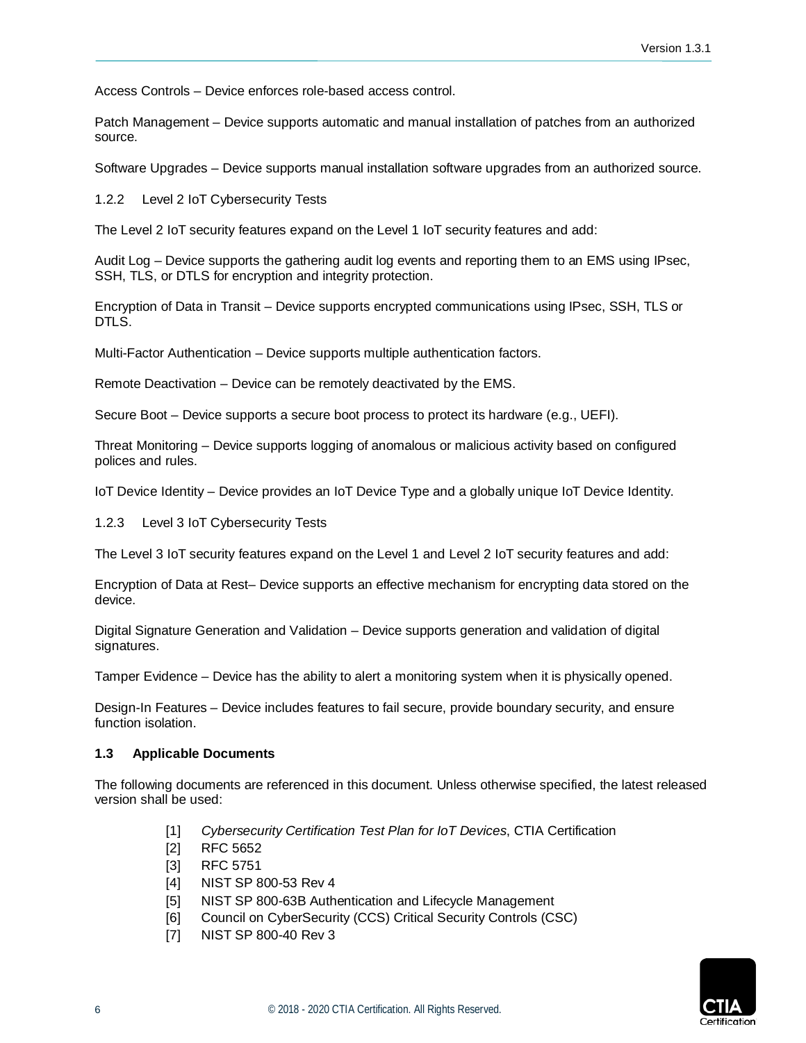Access Controls – Device enforces role-based access control.

Patch Management – Device supports automatic and manual installation of patches from an authorized source.

Software Upgrades – Device supports manual installation software upgrades from an authorized source.

### 1.2.2 Level 2 IoT Cybersecurity Tests

The Level 2 IoT security features expand on the Level 1 IoT security features and add:

Audit Log – Device supports the gathering audit log events and reporting them to an EMS using IPsec, SSH, TLS, or DTLS for encryption and integrity protection.

Encryption of Data in Transit – Device supports encrypted communications using IPsec, SSH, TLS or DTLS.

Multi-Factor Authentication – Device supports multiple authentication factors.

Remote Deactivation – Device can be remotely deactivated by the EMS.

Secure Boot – Device supports a secure boot process to protect its hardware (e.g., UEFI).

Threat Monitoring – Device supports logging of anomalous or malicious activity based on configured polices and rules.

IoT Device Identity – Device provides an IoT Device Type and a globally unique IoT Device Identity.

### 1.2.3 Level 3 IoT Cybersecurity Tests

The Level 3 IoT security features expand on the Level 1 and Level 2 IoT security features and add:

Encryption of Data at Rest– Device supports an effective mechanism for encrypting data stored on the device.

Digital Signature Generation and Validation – Device supports generation and validation of digital signatures.

Tamper Evidence – Device has the ability to alert a monitoring system when it is physically opened.

Design-In Features – Device includes features to fail secure, provide boundary security, and ensure function isolation.

## 1.3 Applicable Documents

The following documents are referenced in this document. Unless otherwise specified, the latest released version shall be used:

- [1] *Cybersecurity Certification Test Plan for IoT Devices*, CTIA Certification
- [2] RFC 5652
- [3] RFC 5751
- [4] NIST SP 800-53 Rev 4
- [5] NIST SP 800-63B Authentication and Lifecycle Management
- [6] Council on CyberSecurity (CCS) Critical Security Controls (CSC)
- [7] NIST SP 800-40 Rev 3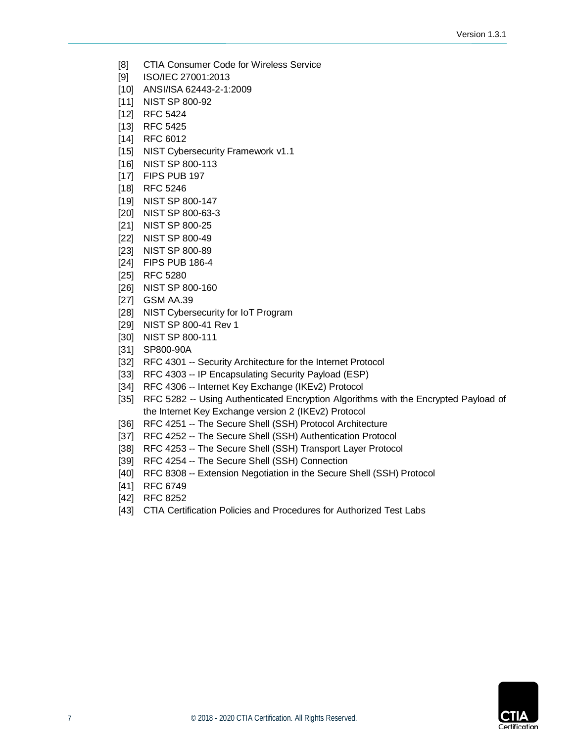[8] CTIA Consumer Code for Wireless Service
[9] ISO/IEC 27001:2013
[10] ANSI/ISA 62443-2-1:2009
[11] NIST SP 800-92
[12] RFC 5424
[13] RFC 5425
[14] RFC 6012
[15] NIST Cybersecurity Framework v1.1
[16] NIST SP 800-113
[17] FIPS PUB 197
[18] RFC 5246
[19] NIST SP 800-147
[20] NIST SP 800-63-3
[21] NIST SP 800-25
[22] NIST SP 800-49
[23] NIST SP 800-89
[24] FIPS PUB 186-4
[25] RFC 5280
[26] NIST SP 800-160
[27] GSM AA.39
[28] NIST Cybersecurity for IoT Program
[29] NIST SP 800-41 Rev 1
[30] NIST SP 800-111
[31] SP800-90A
[32] RFC 4301 -- Security Architecture for the Internet Protocol
[33] RFC 4303 -- IP Encapsulating Security Payload (ESP)
[34] RFC 4306 -- Internet Key Exchange (IKEv2) Protocol
[35] RFC 5282 -- Using Authenticated Encryption Algorithms with the Encrypted Payload of the Internet Key Exchange version 2 (IKEv2) Protocol
[36] RFC 4251 -- The Secure Shell (SSH) Protocol Architecture
[37] RFC 4252 -- The Secure Shell (SSH) Authentication Protocol
[38] RFC 4253 -- The Secure Shell (SSH) Transport Layer Protocol
[39] RFC 4254 -- The Secure Shell (SSH) Connection
[40] RFC 8308 -- Extension Negotiation in the Secure Shell (SSH) Protocol
[41] RFC 6749
[42] RFC 8252
[43] CTIA Certification Policies and Procedures for Authorized Test Labs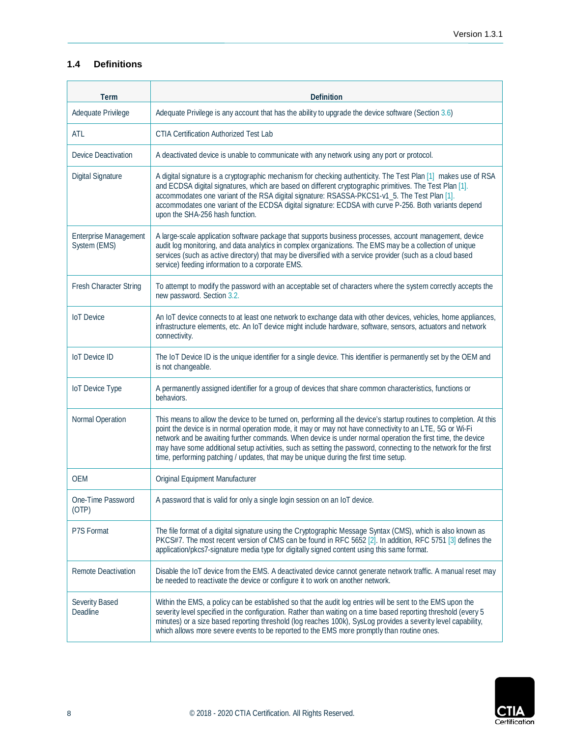## 1.4 Definitions

| Term | Definition |
|---|---|
| Adequate Privilege | Adequate Privilege is any account that has the ability to upgrade the device software (Section 3.6) |
| ATL | CTIA Certification Authorized Test Lab |
| Device Deactivation | A deactivated device is unable to communicate with any network using any port or protocol. |
| Digital Signature | A digital signature is a cryptographic mechanism for checking authenticity. The Test Plan [1] makes use of RSA and ECDSA digital signatures, which are based on different cryptographic primitives. The Test Plan [1]. accommodates one variant of the RSA digital signature: RSASSA-PKCS1-v1_5. The Test Plan [1]. accommodates one variant of the ECDSA digital signature: ECDSA with curve P-256. Both variants depend upon the SHA-256 hash function. |
| Enterprise Management System (EMS) | A large-scale application software package that supports business processes, account management, device audit log monitoring, and data analytics in complex organizations. The EMS may be a collection of unique services (such as active directory) that may be diversified with a service provider (such as a cloud based service) feeding information to a corporate EMS. |
| Fresh Character String | To attempt to modify the password with an acceptable set of characters where the system correctly accepts the new password. Section 3.2. |
| IoT Device | An IoT device connects to at least one network to exchange data with other devices, vehicles, home appliances, infrastructure elements, etc. An IoT device might include hardware, software, sensors, actuators and network connectivity. |
| IoT Device ID | The IoT Device ID is the unique identifier for a single device. This identifier is permanently set by the OEM and is not changeable. |
| IoT Device Type | A permanently assigned identifier for a group of devices that share common characteristics, functions or behaviors. |
| Normal Operation | This means to allow the device to be turned on, performing all the device's startup routines to completion. At this point the device is in normal operation mode, it may or may not have connectivity to an LTE, 5G or Wi-Fi network and be awaiting further commands. When device is under normal operation the first time, the device may have some additional setup activities, such as setting the password, connecting to the network for the first time, performing patching / updates, that may be unique during the first time setup. |
| OEM | Original Equipment Manufacturer |
| One-Time Password (OTP) | A password that is valid for only a single login session on an IoT device. |
| P7S Format | The file format of a digital signature using the Cryptographic Message Syntax (CMS), which is also known as PKCS#7. The most recent version of CMS can be found in RFC 5652 [2]. In addition, RFC 5751 [3] defines the application/pkcs7-signature media type for digitally signed content using this same format. |
| Remote Deactivation | Disable the IoT device from the EMS. A deactivated device cannot generate network traffic. A manual reset may be needed to reactivate the device or configure it to work on another network. |
| Severity Based Deadline | Within the EMS, a policy can be established so that the audit log entries will be sent to the EMS upon the severity level specified in the configuration. Rather than waiting on a time based reporting threshold (every 5 minutes) or a size based reporting threshold (log reaches 100k), SysLog provides a severity level capability, which allows more severe events to be reported to the EMS more promptly than routine ones. |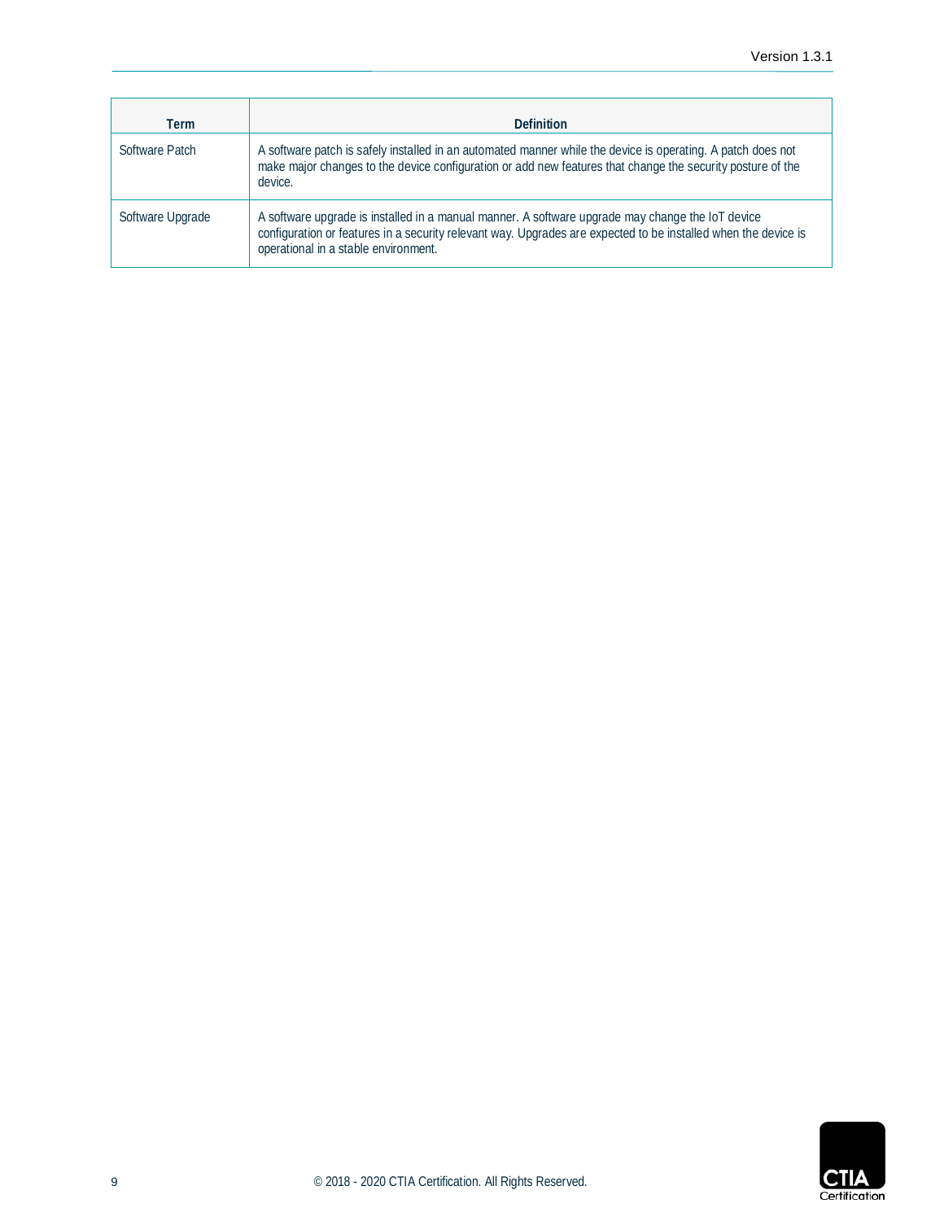| Term | Definition |
| --- | --- |
| Software Patch | A software patch is safely installed in an automated manner while the device is operating. A patch does not make major changes to the device configuration or add new features that change the security posture of the device. |
| Software Upgrade | A software upgrade is installed in a manual manner. A software upgrade may change the IoT device configuration or features in a security relevant way. Upgrades are expected to be installed when the device is operational in a stable environment. |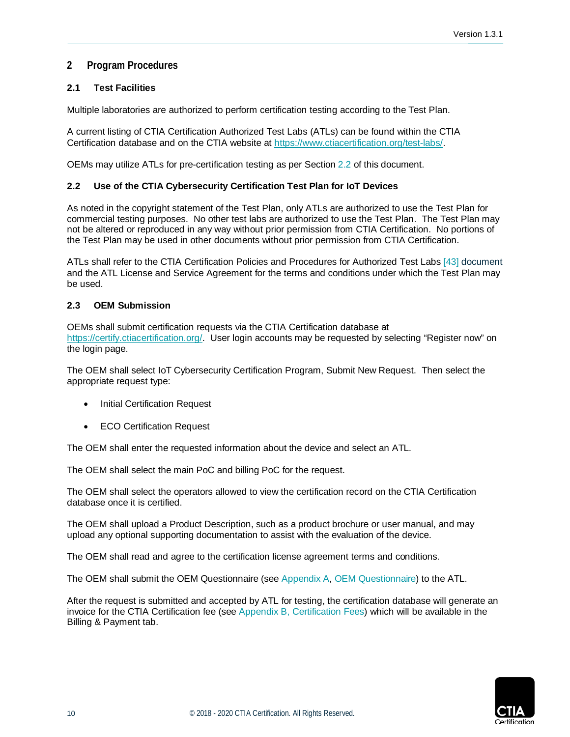# 2 Program Procedures

## 2.1 Test Facilities

Multiple laboratories are authorized to perform certification testing according to the Test Plan.

A current listing of CTIA Certification Authorized Test Labs (ATLs) can be found within the CTIA Certification database and on the CTIA website at https://www.ctiacertification.org/test-labs/.

OEMs may utilize ATLs for pre-certification testing as per Section 2.2 of this document.

## 2.2 Use of the CTIA Cybersecurity Certification Test Plan for IoT Devices

As noted in the copyright statement of the Test Plan, only ATLs are authorized to use the Test Plan for commercial testing purposes. No other test labs are authorized to use the Test Plan. The Test Plan may not be altered or reproduced in any way without prior permission from CTIA Certification. No portions of the Test Plan may be used in other documents without prior permission from CTIA Certification.

ATLs shall refer to the CTIA Certification Policies and Procedures for Authorized Test Labs [43] document and the ATL License and Service Agreement for the terms and conditions under which the Test Plan may be used.

## 2.3 OEM Submission

OEMs shall submit certification requests via the CTIA Certification database at https://certify.ctiacertification.org/. User login accounts may be requested by selecting "Register now" on the login page.

The OEM shall select IoT Cybersecurity Certification Program, Submit New Request. Then select the appropriate request type:

- Initial Certification Request
- ECO Certification Request

The OEM shall enter the requested information about the device and select an ATL.

The OEM shall select the main PoC and billing PoC for the request.

The OEM shall select the operators allowed to view the certification record on the CTIA Certification database once it is certified.

The OEM shall upload a Product Description, such as a product brochure or user manual, and may upload any optional supporting documentation to assist with the evaluation of the device.

The OEM shall read and agree to the certification license agreement terms and conditions.

The OEM shall submit the OEM Questionnaire (see Appendix A, OEM Questionnaire) to the ATL.

After the request is submitted and accepted by ATL for testing, the certification database will generate an invoice for the CTIA Certification fee (see Appendix B, Certification Fees) which will be available in the Billing & Payment tab.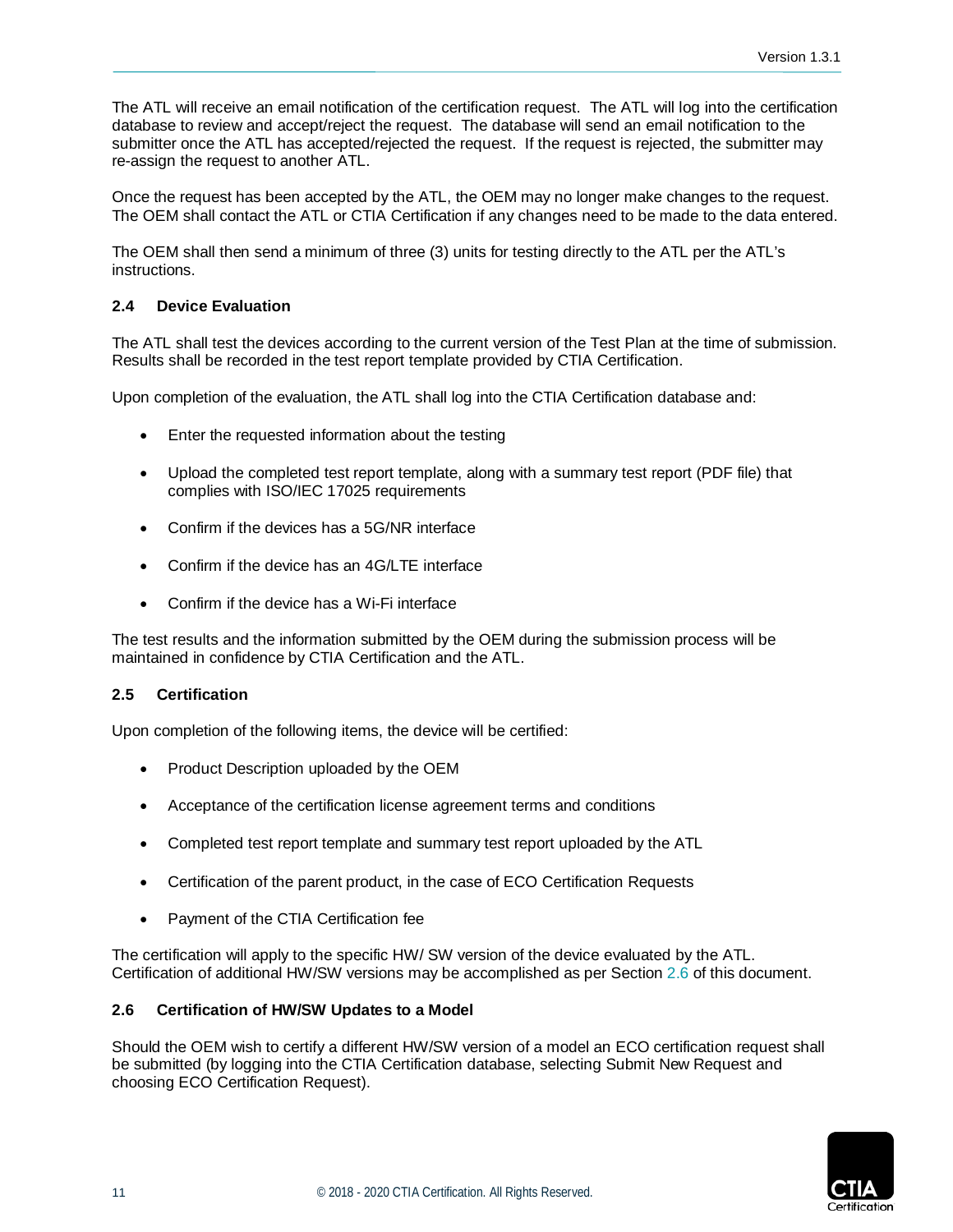The ATL will receive an email notification of the certification request. The ATL will log into the certification database to review and accept/reject the request. The database will send an email notification to the submitter once the ATL has accepted/rejected the request. If the request is rejected, the submitter may re-assign the request to another ATL.

Once the request has been accepted by the ATL, the OEM may no longer make changes to the request. The OEM shall contact the ATL or CTIA Certification if any changes need to be made to the data entered.

The OEM shall then send a minimum of three (3) units for testing directly to the ATL per the ATL's instructions.

### 2.4 Device Evaluation

The ATL shall test the devices according to the current version of the Test Plan at the time of submission. Results shall be recorded in the test report template provided by CTIA Certification.

Upon completion of the evaluation, the ATL shall log into the CTIA Certification database and:

- Enter the requested information about the testing
- Upload the completed test report template, along with a summary test report (PDF file) that complies with ISO/IEC 17025 requirements
- Confirm if the devices has a 5G/NR interface
- Confirm if the device has an 4G/LTE interface
- Confirm if the device has a Wi-Fi interface

The test results and the information submitted by the OEM during the submission process will be maintained in confidence by CTIA Certification and the ATL.

### 2.5 Certification

Upon completion of the following items, the device will be certified:

- Product Description uploaded by the OEM
- Acceptance of the certification license agreement terms and conditions
- Completed test report template and summary test report uploaded by the ATL
- Certification of the parent product, in the case of ECO Certification Requests
- Payment of the CTIA Certification fee

The certification will apply to the specific HW/ SW version of the device evaluated by the ATL. Certification of additional HW/SW versions may be accomplished as per Section 2.6 of this document.

### 2.6 Certification of HW/SW Updates to a Model

Should the OEM wish to certify a different HW/SW version of a model an ECO certification request shall be submitted (by logging into the CTIA Certification database, selecting Submit New Request and choosing ECO Certification Request).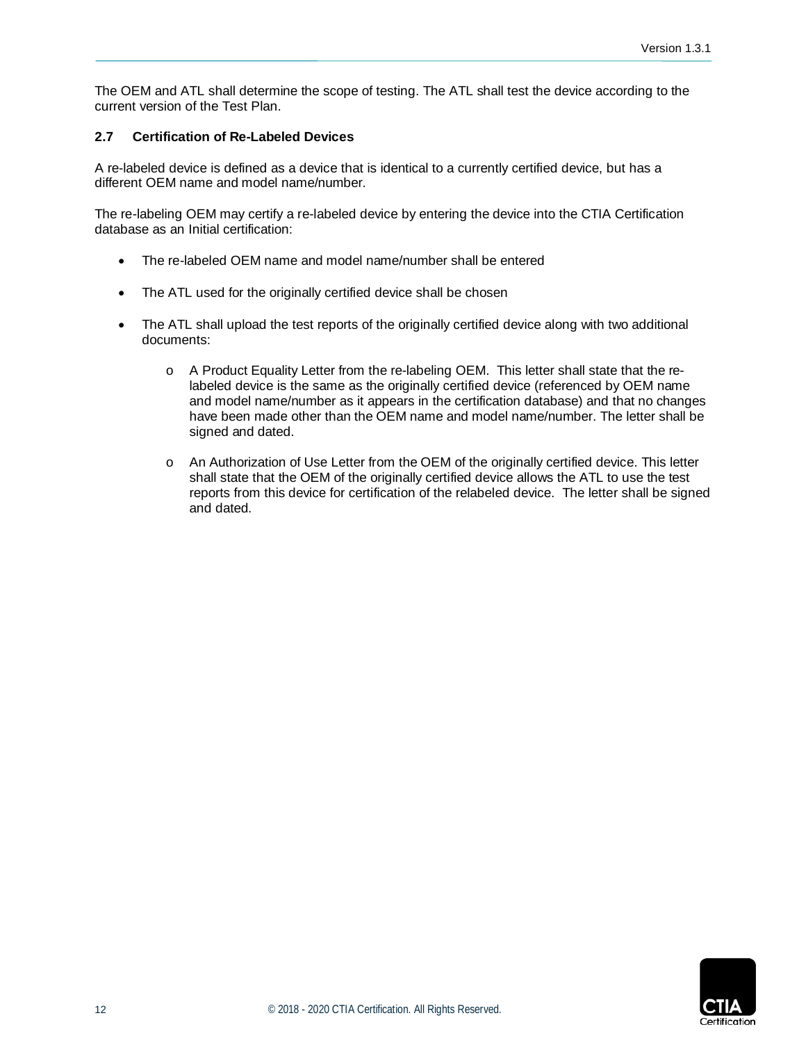The OEM and ATL shall determine the scope of testing. The ATL shall test the device according to the current version of the Test Plan.

### 2.7 Certification of Re-Labeled Devices

A re-labeled device is defined as a device that is identical to a currently certified device, but has a different OEM name and model name/number.

The re-labeling OEM may certify a re-labeled device by entering the device into the CTIA Certification database as an Initial certification:

- The re-labeled OEM name and model name/number shall be entered
- The ATL used for the originally certified device shall be chosen
- The ATL shall upload the test reports of the originally certified device along with two additional documents:
  - A Product Equality Letter from the re-labeling OEM. This letter shall state that the re-labeled device is the same as the originally certified device (referenced by OEM name and model name/number as it appears in the certification database) and that no changes have been made other than the OEM name and model name/number. The letter shall be signed and dated.
  - An Authorization of Use Letter from the OEM of the originally certified device. This letter shall state that the OEM of the originally certified device allows the ATL to use the test reports from this device for certification of the relabeled device. The letter shall be signed and dated.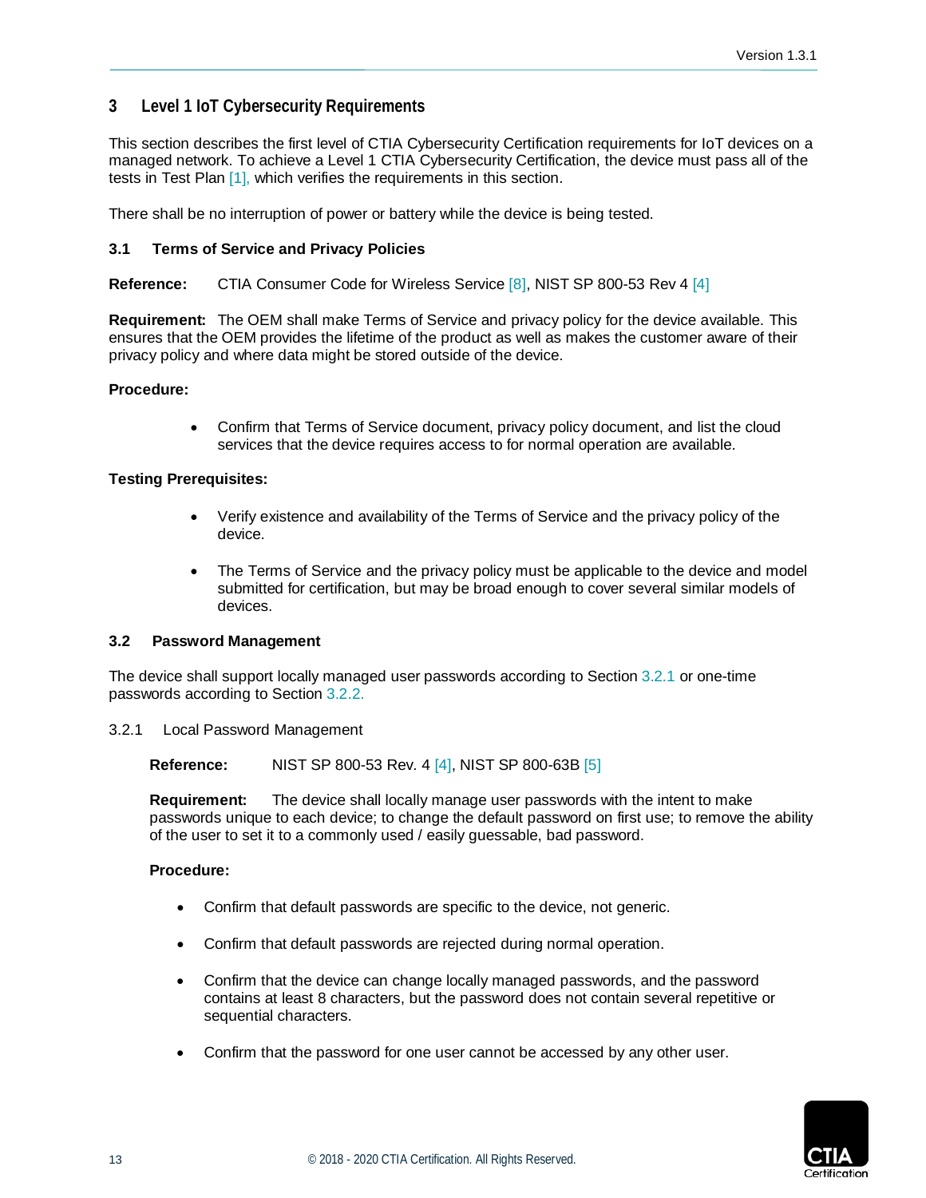# 3 Level 1 IoT Cybersecurity Requirements

This section describes the first level of CTIA Cybersecurity Certification requirements for IoT devices on a managed network. To achieve a Level 1 CTIA Cybersecurity Certification, the device must pass all of the tests in Test Plan [1], which verifies the requirements in this section.

There shall be no interruption of power or battery while the device is being tested.

## 3.1 Terms of Service and Privacy Policies

**Reference:** CTIA Consumer Code for Wireless Service [8], NIST SP 800-53 Rev 4 [4]

**Requirement:** The OEM shall make Terms of Service and privacy policy for the device available. This ensures that the OEM provides the lifetime of the product as well as makes the customer aware of their privacy policy and where data might be stored outside of the device.

**Procedure:**

- Confirm that Terms of Service document, privacy policy document, and list the cloud services that the device requires access to for normal operation are available.

**Testing Prerequisites:**

- Verify existence and availability of the Terms of Service and the privacy policy of the device.
- The Terms of Service and the privacy policy must be applicable to the device and model submitted for certification, but may be broad enough to cover several similar models of devices.

## 3.2 Password Management

The device shall support locally managed user passwords according to Section 3.2.1 or one-time passwords according to Section 3.2.2.

### 3.2.1 Local Password Management

**Reference:** NIST SP 800-53 Rev. 4 [4], NIST SP 800-63B [5]

**Requirement:** The device shall locally manage user passwords with the intent to make passwords unique to each device; to change the default password on first use; to remove the ability of the user to set it to a commonly used / easily guessable, bad password.

**Procedure:**

- Confirm that default passwords are specific to the device, not generic.
- Confirm that default passwords are rejected during normal operation.
- Confirm that the device can change locally managed passwords, and the password contains at least 8 characters, but the password does not contain several repetitive or sequential characters.
- Confirm that the password for one user cannot be accessed by any other user.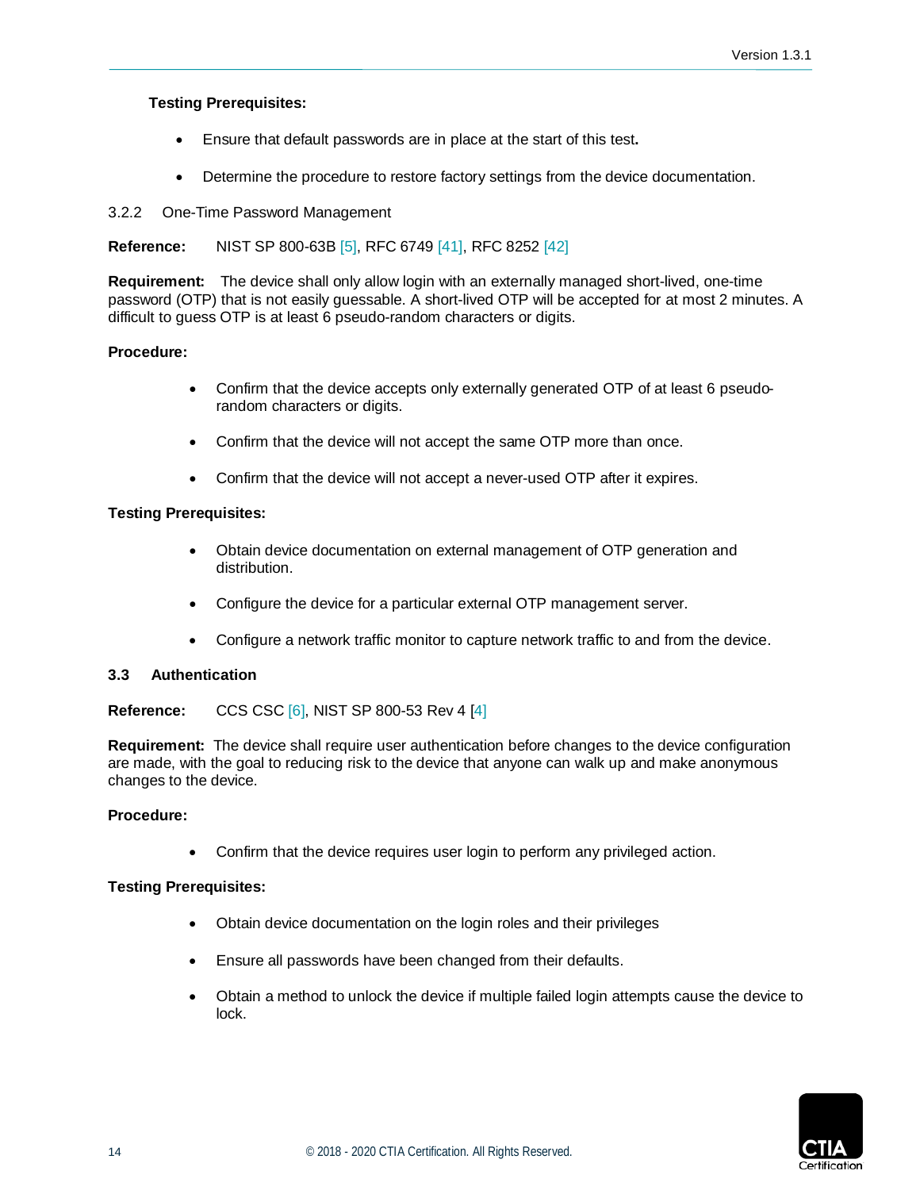**Testing Prerequisites:**

- Ensure that default passwords are in place at the start of this test.
- Determine the procedure to restore factory settings from the device documentation.

### 3.2.2 One-Time Password Management

**Reference:** NIST SP 800-63B [5], RFC 6749 [41], RFC 8252 [42]

**Requirement:** The device shall only allow login with an externally managed short-lived, one-time password (OTP) that is not easily guessable. A short-lived OTP will be accepted for at most 2 minutes. A difficult to guess OTP is at least 6 pseudo-random characters or digits.

**Procedure:**

- Confirm that the device accepts only externally generated OTP of at least 6 pseudo-random characters or digits.
- Confirm that the device will not accept the same OTP more than once.
- Confirm that the device will not accept a never-used OTP after it expires.

**Testing Prerequisites:**

- Obtain device documentation on external management of OTP generation and distribution.
- Configure the device for a particular external OTP management server.
- Configure a network traffic monitor to capture network traffic to and from the device.

## 3.3 Authentication

**Reference:** CCS CSC [6], NIST SP 800-53 Rev 4 [4]

**Requirement:** The device shall require user authentication before changes to the device configuration are made, with the goal to reducing risk to the device that anyone can walk up and make anonymous changes to the device.

**Procedure:**

- Confirm that the device requires user login to perform any privileged action.

**Testing Prerequisites:**

- Obtain device documentation on the login roles and their privileges
- Ensure all passwords have been changed from their defaults.
- Obtain a method to unlock the device if multiple failed login attempts cause the device to lock.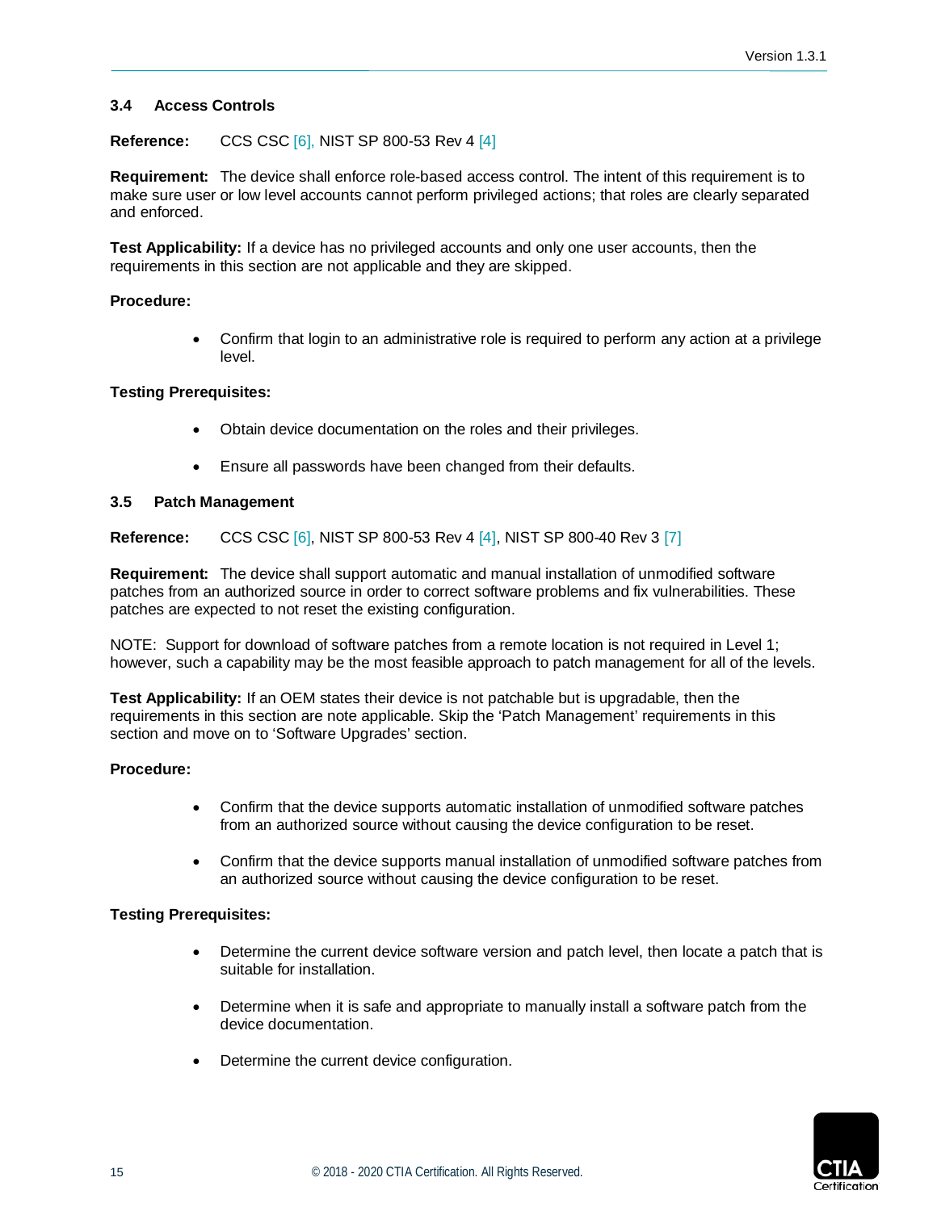### 3.4 Access Controls

**Reference:** CCS CSC [6], NIST SP 800-53 Rev 4 [4]

**Requirement:** The device shall enforce role-based access control. The intent of this requirement is to make sure user or low level accounts cannot perform privileged actions; that roles are clearly separated and enforced.

**Test Applicability:** If a device has no privileged accounts and only one user accounts, then the requirements in this section are not applicable and they are skipped.

**Procedure:**

- Confirm that login to an administrative role is required to perform any action at a privilege level.

**Testing Prerequisites:**

- Obtain device documentation on the roles and their privileges.
- Ensure all passwords have been changed from their defaults.

### 3.5 Patch Management

**Reference:** CCS CSC [6], NIST SP 800-53 Rev 4 [4], NIST SP 800-40 Rev 3 [7]

**Requirement:** The device shall support automatic and manual installation of unmodified software patches from an authorized source in order to correct software problems and fix vulnerabilities. These patches are expected to not reset the existing configuration.

NOTE: Support for download of software patches from a remote location is not required in Level 1; however, such a capability may be the most feasible approach to patch management for all of the levels.

**Test Applicability:** If an OEM states their device is not patchable but is upgradable, then the requirements in this section are note applicable. Skip the 'Patch Management' requirements in this section and move on to 'Software Upgrades' section.

**Procedure:**

- Confirm that the device supports automatic installation of unmodified software patches from an authorized source without causing the device configuration to be reset.
- Confirm that the device supports manual installation of unmodified software patches from an authorized source without causing the device configuration to be reset.

**Testing Prerequisites:**

- Determine the current device software version and patch level, then locate a patch that is suitable for installation.
- Determine when it is safe and appropriate to manually install a software patch from the device documentation.
- Determine the current device configuration.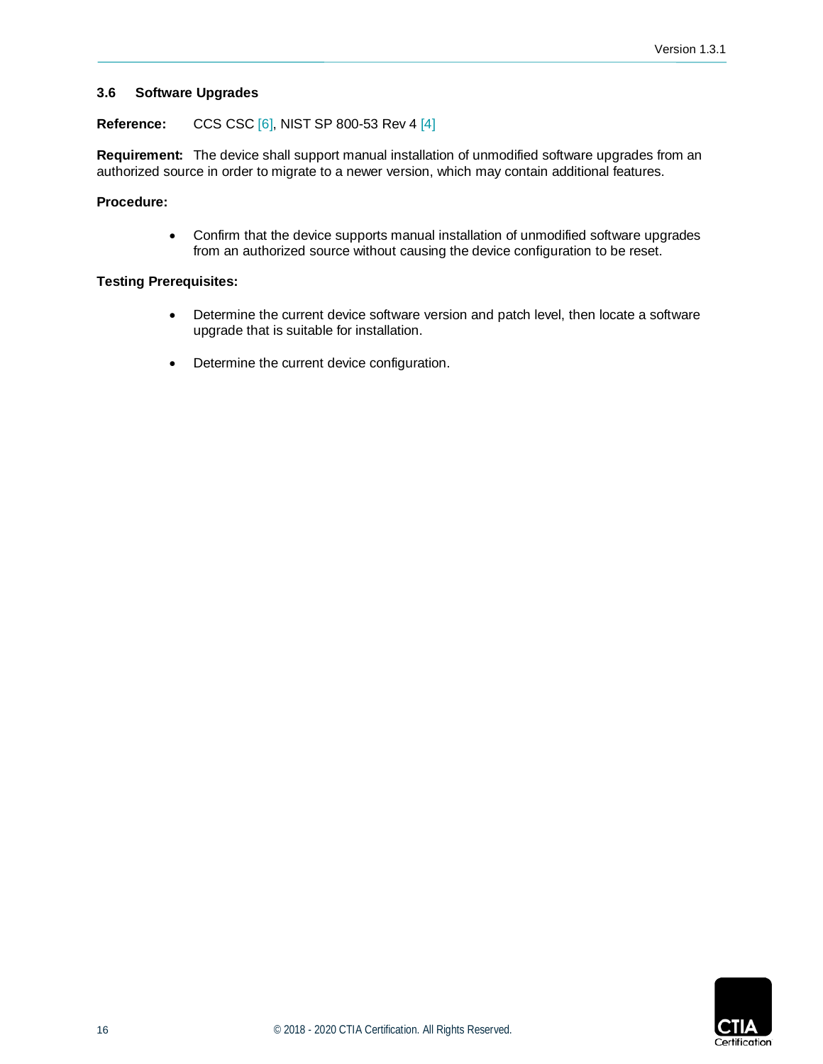### 3.6 Software Upgrades

**Reference:** CCS CSC [6], NIST SP 800-53 Rev 4 [4]

**Requirement:** The device shall support manual installation of unmodified software upgrades from an authorized source in order to migrate to a newer version, which may contain additional features.

**Procedure:**

- Confirm that the device supports manual installation of unmodified software upgrades from an authorized source without causing the device configuration to be reset.

**Testing Prerequisites:**

- Determine the current device software version and patch level, then locate a software upgrade that is suitable for installation.
- Determine the current device configuration.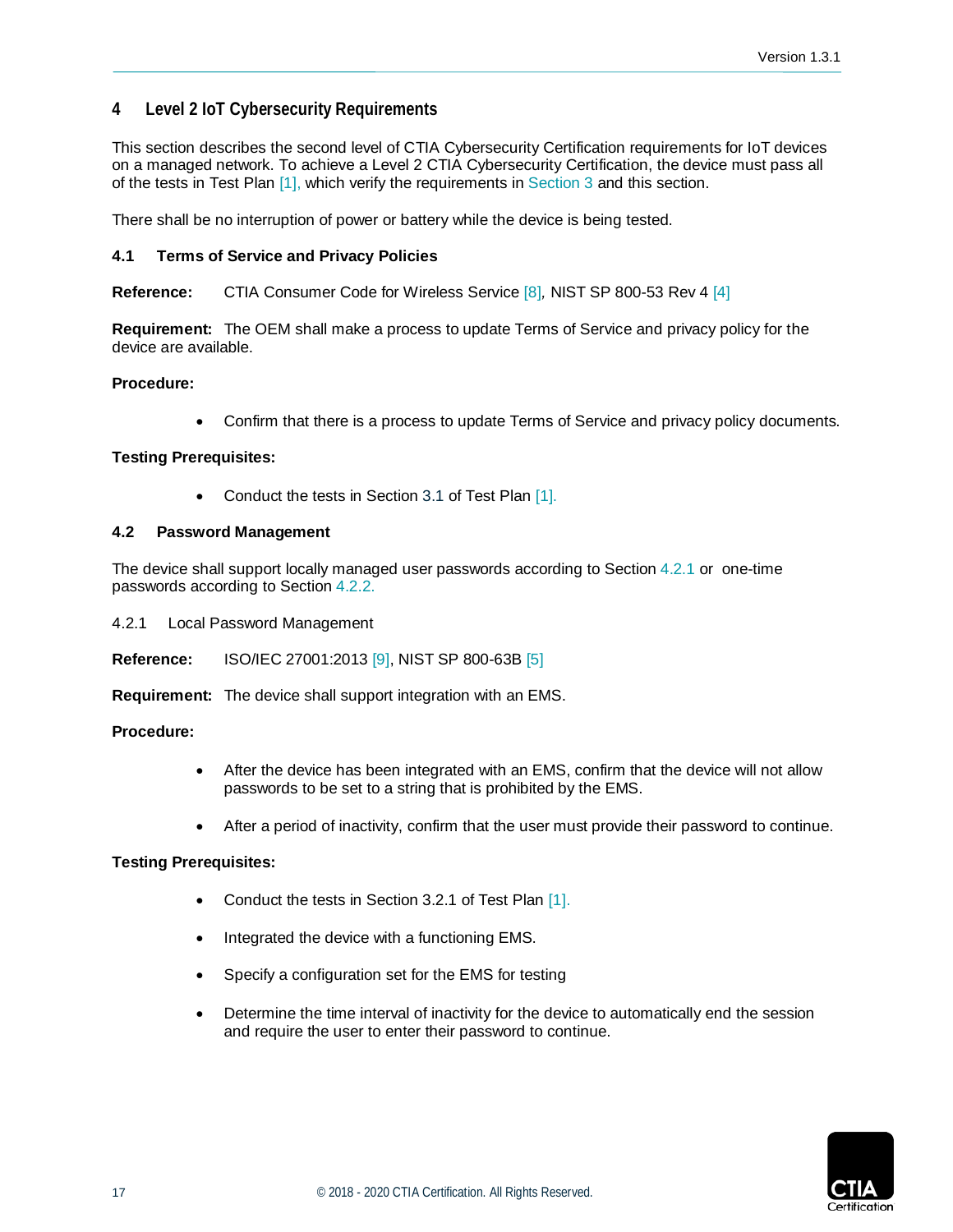# 4 Level 2 IoT Cybersecurity Requirements

This section describes the second level of CTIA Cybersecurity Certification requirements for IoT devices on a managed network. To achieve a Level 2 CTIA Cybersecurity Certification, the device must pass all of the tests in Test Plan [1], which verify the requirements in Section 3 and this section.

There shall be no interruption of power or battery while the device is being tested.

## 4.1 Terms of Service and Privacy Policies

**Reference:** CTIA Consumer Code for Wireless Service [8], NIST SP 800-53 Rev 4 [4]

**Requirement:** The OEM shall make a process to update Terms of Service and privacy policy for the device are available.

**Procedure:**

- Confirm that there is a process to update Terms of Service and privacy policy documents.

**Testing Prerequisites:**

- Conduct the tests in Section 3.1 of Test Plan [1].

## 4.2 Password Management

The device shall support locally managed user passwords according to Section 4.2.1 or one-time passwords according to Section 4.2.2.

### 4.2.1 Local Password Management

**Reference:** ISO/IEC 27001:2013 [9], NIST SP 800-63B [5]

**Requirement:** The device shall support integration with an EMS.

**Procedure:**

- After the device has been integrated with an EMS, confirm that the device will not allow passwords to be set to a string that is prohibited by the EMS.
- After a period of inactivity, confirm that the user must provide their password to continue.

**Testing Prerequisites:**

- Conduct the tests in Section 3.2.1 of Test Plan [1].
- Integrated the device with a functioning EMS.
- Specify a configuration set for the EMS for testing
- Determine the time interval of inactivity for the device to automatically end the session and require the user to enter their password to continue.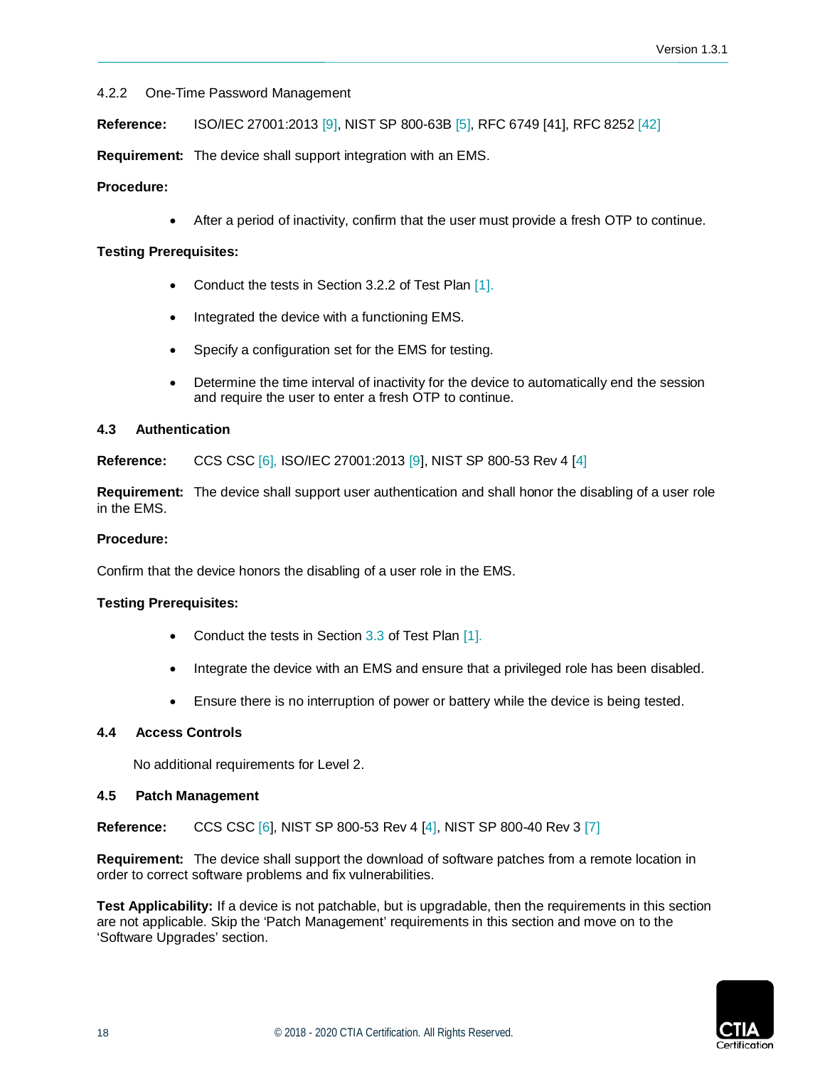### 4.2.2 One-Time Password Management

**Reference:** ISO/IEC 27001:2013 [9], NIST SP 800-63B [5], RFC 6749 [41], RFC 8252 [42]

**Requirement:** The device shall support integration with an EMS.

**Procedure:**

- After a period of inactivity, confirm that the user must provide a fresh OTP to continue.

**Testing Prerequisites:**

- Conduct the tests in Section 3.2.2 of Test Plan [1].
- Integrated the device with a functioning EMS.
- Specify a configuration set for the EMS for testing.
- Determine the time interval of inactivity for the device to automatically end the session and require the user to enter a fresh OTP to continue.

## 4.3 Authentication

**Reference:** CCS CSC [6], ISO/IEC 27001:2013 [9], NIST SP 800-53 Rev 4 [4]

**Requirement:** The device shall support user authentication and shall honor the disabling of a user role in the EMS.

**Procedure:**

Confirm that the device honors the disabling of a user role in the EMS.

**Testing Prerequisites:**

- Conduct the tests in Section 3.3 of Test Plan [1].
- Integrate the device with an EMS and ensure that a privileged role has been disabled.
- Ensure there is no interruption of power or battery while the device is being tested.

## 4.4 Access Controls

No additional requirements for Level 2.

## 4.5 Patch Management

**Reference:** CCS CSC [6], NIST SP 800-53 Rev 4 [4], NIST SP 800-40 Rev 3 [7]

**Requirement:** The device shall support the download of software patches from a remote location in order to correct software problems and fix vulnerabilities.

**Test Applicability:** If a device is not patchable, but is upgradable, then the requirements in this section are not applicable. Skip the 'Patch Management' requirements in this section and move on to the 'Software Upgrades' section.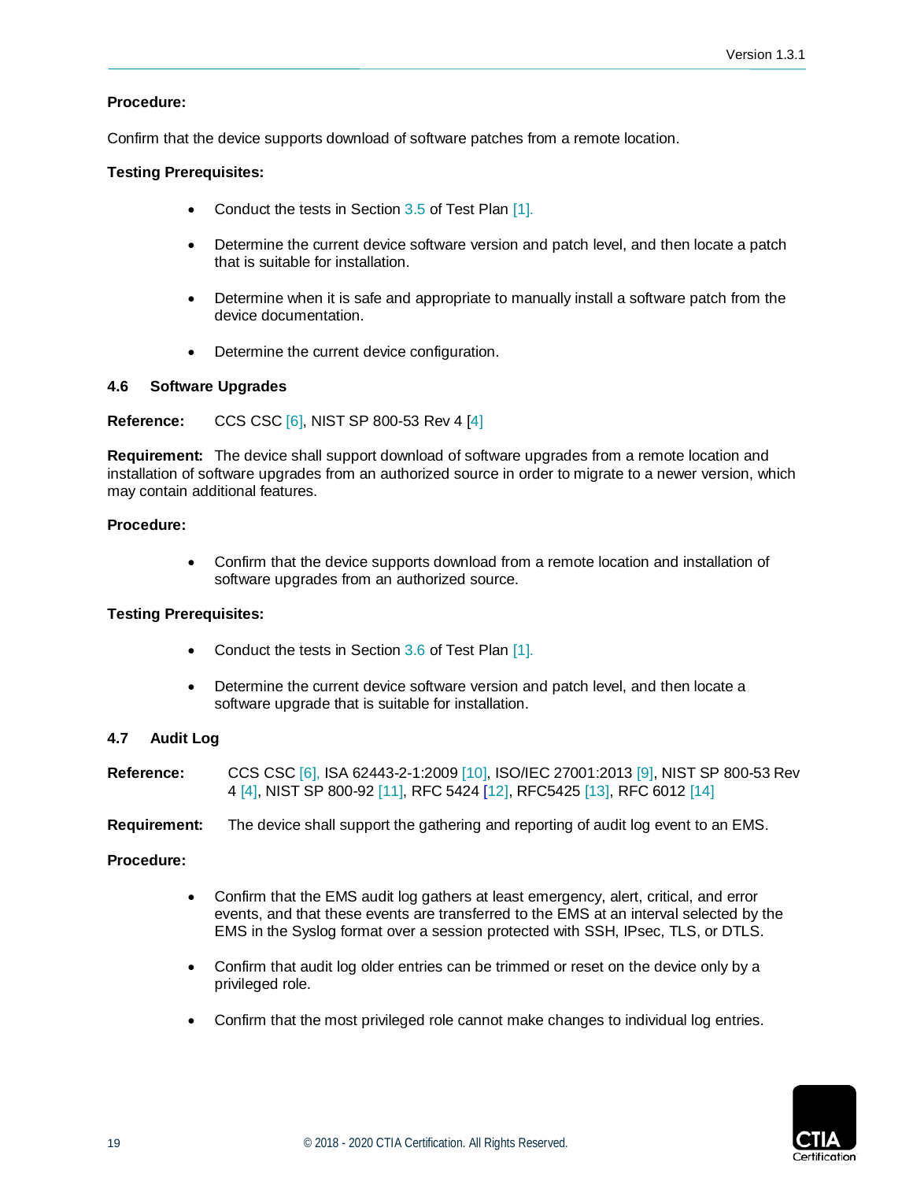**Procedure:**

Confirm that the device supports download of software patches from a remote location.

**Testing Prerequisites:**

- Conduct the tests in Section 3.5 of Test Plan [1].
- Determine the current device software version and patch level, and then locate a patch that is suitable for installation.
- Determine when it is safe and appropriate to manually install a software patch from the device documentation.
- Determine the current device configuration.

### 4.6 Software Upgrades

**Reference:** CCS CSC [6], NIST SP 800-53 Rev 4 [4]

**Requirement:** The device shall support download of software upgrades from a remote location and installation of software upgrades from an authorized source in order to migrate to a newer version, which may contain additional features.

**Procedure:**

- Confirm that the device supports download from a remote location and installation of software upgrades from an authorized source.

**Testing Prerequisites:**

- Conduct the tests in Section 3.6 of Test Plan [1].
- Determine the current device software version and patch level, and then locate a software upgrade that is suitable for installation.

### 4.7 Audit Log

**Reference:** CCS CSC [6], ISA 62443-2-1:2009 [10], ISO/IEC 27001:2013 [9], NIST SP 800-53 Rev 4 [4], NIST SP 800-92 [11], RFC 5424 [12], RFC5425 [13], RFC 6012 [14]

**Requirement:** The device shall support the gathering and reporting of audit log event to an EMS.

**Procedure:**

- Confirm that the EMS audit log gathers at least emergency, alert, critical, and error events, and that these events are transferred to the EMS at an interval selected by the EMS in the Syslog format over a session protected with SSH, IPsec, TLS, or DTLS.
- Confirm that audit log older entries can be trimmed or reset on the device only by a privileged role.
- Confirm that the most privileged role cannot make changes to individual log entries.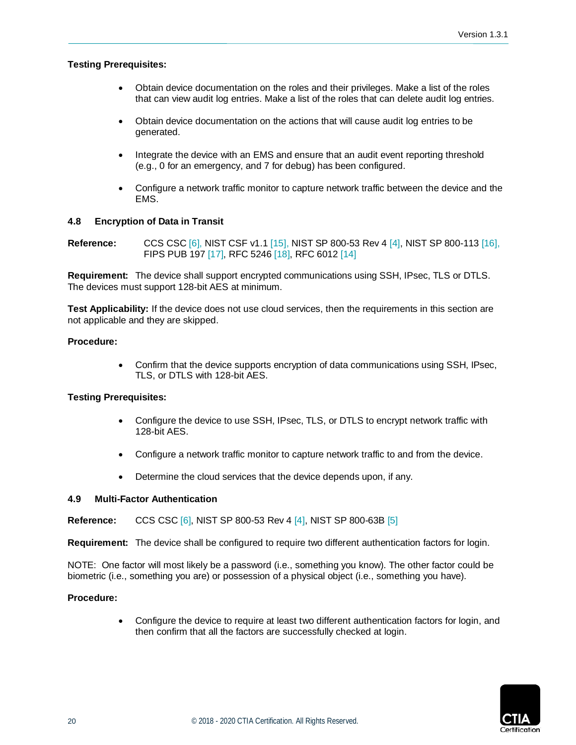**Testing Prerequisites:**

- Obtain device documentation on the roles and their privileges. Make a list of the roles that can view audit log entries. Make a list of the roles that can delete audit log entries.
- Obtain device documentation on the actions that will cause audit log entries to be generated.
- Integrate the device with an EMS and ensure that an audit event reporting threshold (e.g., 0 for an emergency, and 7 for debug) has been configured.
- Configure a network traffic monitor to capture network traffic between the device and the EMS.

### 4.8 Encryption of Data in Transit

**Reference:** CCS CSC [6], NIST CSF v1.1 [15], NIST SP 800-53 Rev 4 [4], NIST SP 800-113 [16], FIPS PUB 197 [17], RFC 5246 [18], RFC 6012 [14]

**Requirement:** The device shall support encrypted communications using SSH, IPsec, TLS or DTLS. The devices must support 128-bit AES at minimum.

**Test Applicability:** If the device does not use cloud services, then the requirements in this section are not applicable and they are skipped.

**Procedure:**

- Confirm that the device supports encryption of data communications using SSH, IPsec, TLS, or DTLS with 128-bit AES.

**Testing Prerequisites:**

- Configure the device to use SSH, IPsec, TLS, or DTLS to encrypt network traffic with 128-bit AES.
- Configure a network traffic monitor to capture network traffic to and from the device.
- Determine the cloud services that the device depends upon, if any.

### 4.9 Multi-Factor Authentication

**Reference:** CCS CSC [6], NIST SP 800-53 Rev 4 [4], NIST SP 800-63B [5]

**Requirement:** The device shall be configured to require two different authentication factors for login.

NOTE: One factor will most likely be a password (i.e., something you know). The other factor could be biometric (i.e., something you are) or possession of a physical object (i.e., something you have).

**Procedure:**

- Configure the device to require at least two different authentication factors for login, and then confirm that all the factors are successfully checked at login.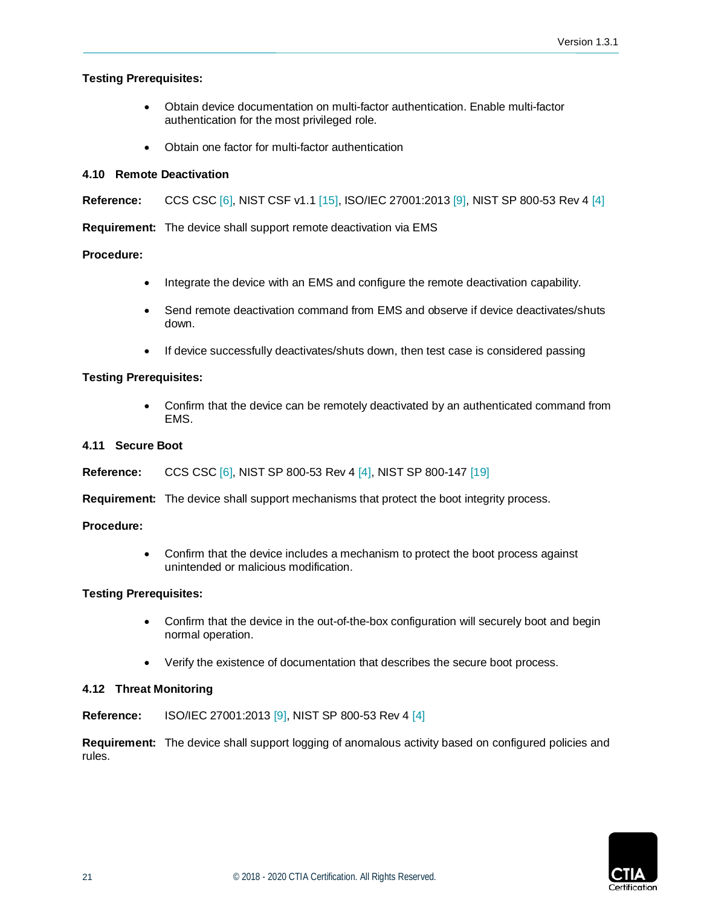**Testing Prerequisites:**

- Obtain device documentation on multi-factor authentication. Enable multi-factor authentication for the most privileged role.
- Obtain one factor for multi-factor authentication

### 4.10 Remote Deactivation

**Reference:** CCS CSC [6], NIST CSF v1.1 [15], ISO/IEC 27001:2013 [9], NIST SP 800-53 Rev 4 [4]

**Requirement:** The device shall support remote deactivation via EMS

**Procedure:**

- Integrate the device with an EMS and configure the remote deactivation capability.
- Send remote deactivation command from EMS and observe if device deactivates/shuts down.
- If device successfully deactivates/shuts down, then test case is considered passing

**Testing Prerequisites:**

- Confirm that the device can be remotely deactivated by an authenticated command from EMS.

### 4.11 Secure Boot

**Reference:** CCS CSC [6], NIST SP 800-53 Rev 4 [4], NIST SP 800-147 [19]

**Requirement:** The device shall support mechanisms that protect the boot integrity process.

**Procedure:**

- Confirm that the device includes a mechanism to protect the boot process against unintended or malicious modification.

**Testing Prerequisites:**

- Confirm that the device in the out-of-the-box configuration will securely boot and begin normal operation.
- Verify the existence of documentation that describes the secure boot process.

### 4.12 Threat Monitoring

**Reference:** ISO/IEC 27001:2013 [9], NIST SP 800-53 Rev 4 [4]

**Requirement:** The device shall support logging of anomalous activity based on configured policies and rules.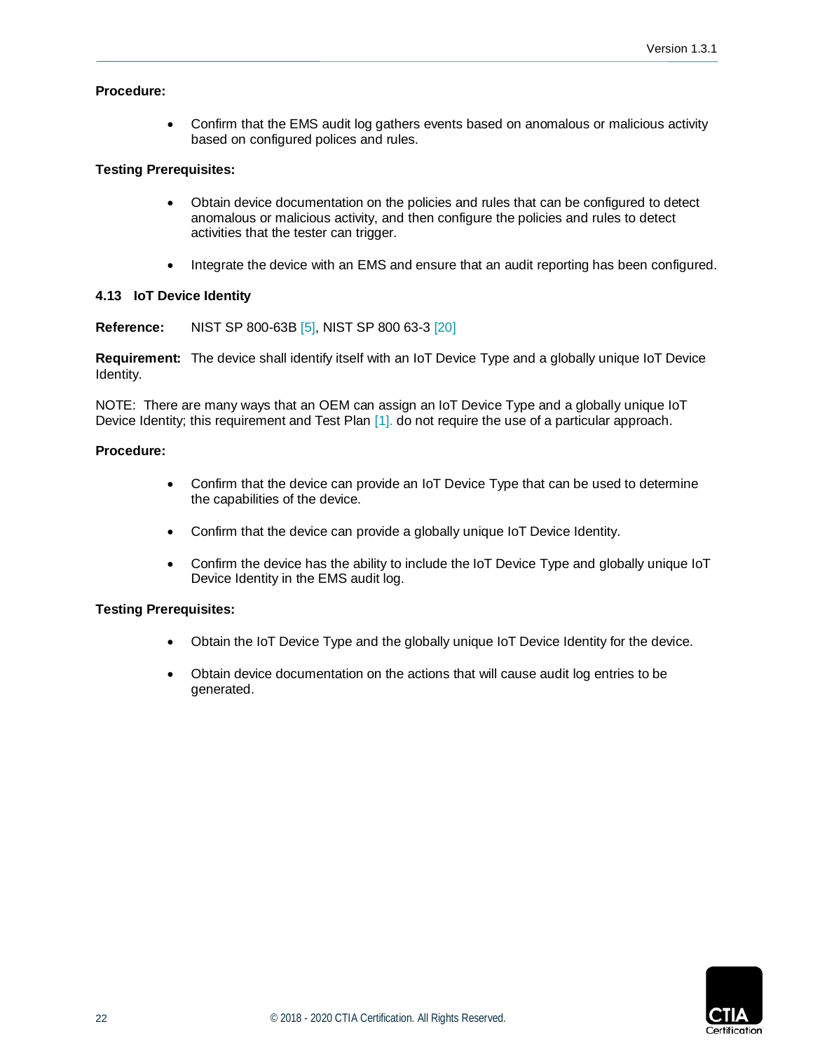**Procedure:**

- Confirm that the EMS audit log gathers events based on anomalous or malicious activity based on configured polices and rules.

**Testing Prerequisites:**

- Obtain device documentation on the policies and rules that can be configured to detect anomalous or malicious activity, and then configure the policies and rules to detect activities that the tester can trigger.

- Integrate the device with an EMS and ensure that an audit reporting has been configured.

### 4.13 IoT Device Identity

**Reference:** NIST SP 800-63B [5], NIST SP 800 63-3 [20]

**Requirement:** The device shall identify itself with an IoT Device Type and a globally unique IoT Device Identity.

NOTE: There are many ways that an OEM can assign an IoT Device Type and a globally unique IoT Device Identity; this requirement and Test Plan [1]. do not require the use of a particular approach.

**Procedure:**

- Confirm that the device can provide an IoT Device Type that can be used to determine the capabilities of the device.

- Confirm that the device can provide a globally unique IoT Device Identity.

- Confirm the device has the ability to include the IoT Device Type and globally unique IoT Device Identity in the EMS audit log.

**Testing Prerequisites:**

- Obtain the IoT Device Type and the globally unique IoT Device Identity for the device.

- Obtain device documentation on the actions that will cause audit log entries to be generated.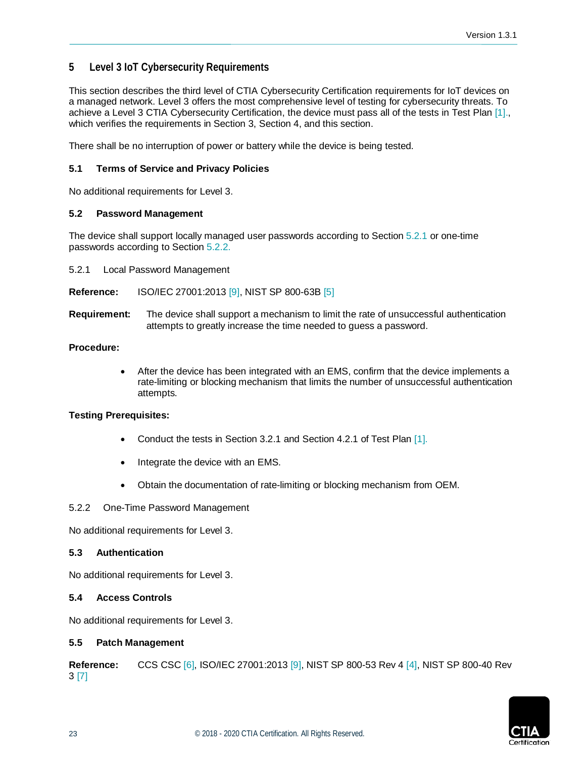# 5 Level 3 IoT Cybersecurity Requirements

This section describes the third level of CTIA Cybersecurity Certification requirements for IoT devices on a managed network. Level 3 offers the most comprehensive level of testing for cybersecurity threats. To achieve a Level 3 CTIA Cybersecurity Certification, the device must pass all of the tests in Test Plan [1]., which verifies the requirements in Section 3, Section 4, and this section.

There shall be no interruption of power or battery while the device is being tested.

## 5.1 Terms of Service and Privacy Policies

No additional requirements for Level 3.

## 5.2 Password Management

The device shall support locally managed user passwords according to Section 5.2.1 or one-time passwords according to Section 5.2.2.

### 5.2.1 Local Password Management

**Reference:** ISO/IEC 27001:2013 [9], NIST SP 800-63B [5]

**Requirement:** The device shall support a mechanism to limit the rate of unsuccessful authentication attempts to greatly increase the time needed to guess a password.

**Procedure:**

- After the device has been integrated with an EMS, confirm that the device implements a rate-limiting or blocking mechanism that limits the number of unsuccessful authentication attempts.

**Testing Prerequisites:**

- Conduct the tests in Section 3.2.1 and Section 4.2.1 of Test Plan [1].
- Integrate the device with an EMS.
- Obtain the documentation of rate-limiting or blocking mechanism from OEM.

### 5.2.2 One-Time Password Management

No additional requirements for Level 3.

## 5.3 Authentication

No additional requirements for Level 3.

## 5.4 Access Controls

No additional requirements for Level 3.

## 5.5 Patch Management

**Reference:** CCS CSC [6], ISO/IEC 27001:2013 [9], NIST SP 800-53 Rev 4 [4], NIST SP 800-40 Rev 3 [7]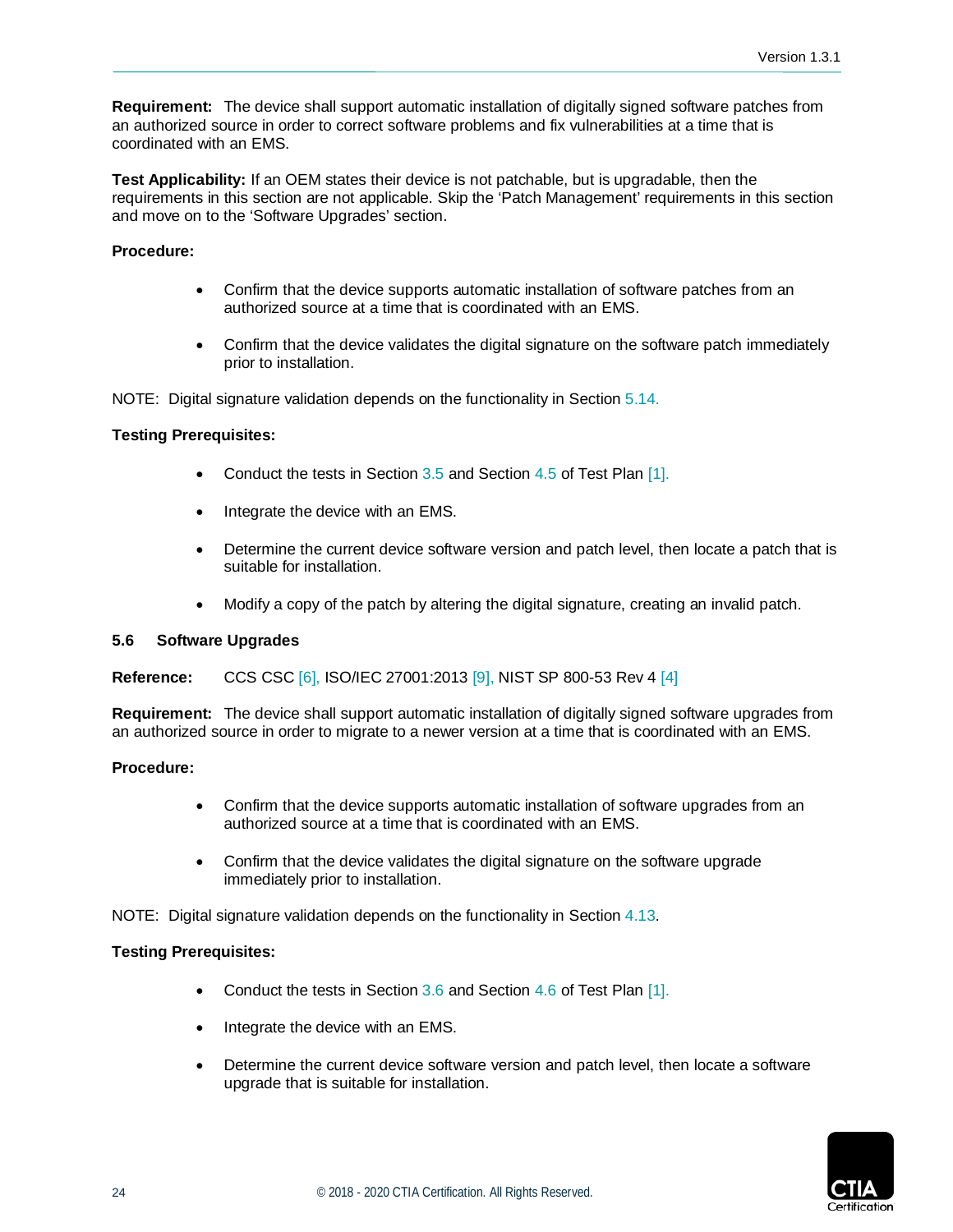**Requirement:** The device shall support automatic installation of digitally signed software patches from an authorized source in order to correct software problems and fix vulnerabilities at a time that is coordinated with an EMS.

**Test Applicability:** If an OEM states their device is not patchable, but is upgradable, then the requirements in this section are not applicable. Skip the 'Patch Management' requirements in this section and move on to the 'Software Upgrades' section.

**Procedure:**

- Confirm that the device supports automatic installation of software patches from an authorized source at a time that is coordinated with an EMS.
- Confirm that the device validates the digital signature on the software patch immediately prior to installation.

NOTE: Digital signature validation depends on the functionality in Section 5.14.

**Testing Prerequisites:**

- Conduct the tests in Section 3.5 and Section 4.5 of Test Plan [1].
- Integrate the device with an EMS.
- Determine the current device software version and patch level, then locate a patch that is suitable for installation.
- Modify a copy of the patch by altering the digital signature, creating an invalid patch.

### 5.6 Software Upgrades

**Reference:** CCS CSC [6], ISO/IEC 27001:2013 [9], NIST SP 800-53 Rev 4 [4]

**Requirement:** The device shall support automatic installation of digitally signed software upgrades from an authorized source in order to migrate to a newer version at a time that is coordinated with an EMS.

**Procedure:**

- Confirm that the device supports automatic installation of software upgrades from an authorized source at a time that is coordinated with an EMS.
- Confirm that the device validates the digital signature on the software upgrade immediately prior to installation.

NOTE: Digital signature validation depends on the functionality in Section 4.13.

**Testing Prerequisites:**

- Conduct the tests in Section 3.6 and Section 4.6 of Test Plan [1].
- Integrate the device with an EMS.
- Determine the current device software version and patch level, then locate a software upgrade that is suitable for installation.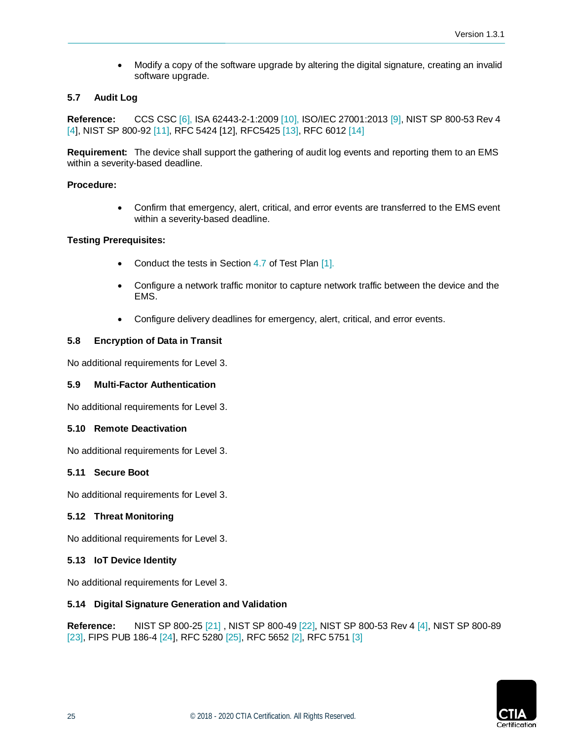- Modify a copy of the software upgrade by altering the digital signature, creating an invalid software upgrade.

### 5.7 Audit Log

**Reference:** CCS CSC [6], ISA 62443-2-1:2009 [10], ISO/IEC 27001:2013 [9], NIST SP 800-53 Rev 4 [4], NIST SP 800-92 [11], RFC 5424 [12], RFC5425 [13], RFC 6012 [14]

**Requirement:** The device shall support the gathering of audit log events and reporting them to an EMS within a severity-based deadline.

**Procedure:**

- Confirm that emergency, alert, critical, and error events are transferred to the EMS event within a severity-based deadline.

**Testing Prerequisites:**

- Conduct the tests in Section 4.7 of Test Plan [1].
- Configure a network traffic monitor to capture network traffic between the device and the EMS.
- Configure delivery deadlines for emergency, alert, critical, and error events.

### 5.8 Encryption of Data in Transit

No additional requirements for Level 3.

### 5.9 Multi-Factor Authentication

No additional requirements for Level 3.

### 5.10 Remote Deactivation

No additional requirements for Level 3.

### 5.11 Secure Boot

No additional requirements for Level 3.

### 5.12 Threat Monitoring

No additional requirements for Level 3.

### 5.13 IoT Device Identity

No additional requirements for Level 3.

### 5.14 Digital Signature Generation and Validation

**Reference:** NIST SP 800-25 [21] , NIST SP 800-49 [22], NIST SP 800-53 Rev 4 [4], NIST SP 800-89 [23], FIPS PUB 186-4 [24], RFC 5280 [25], RFC 5652 [2], RFC 5751 [3]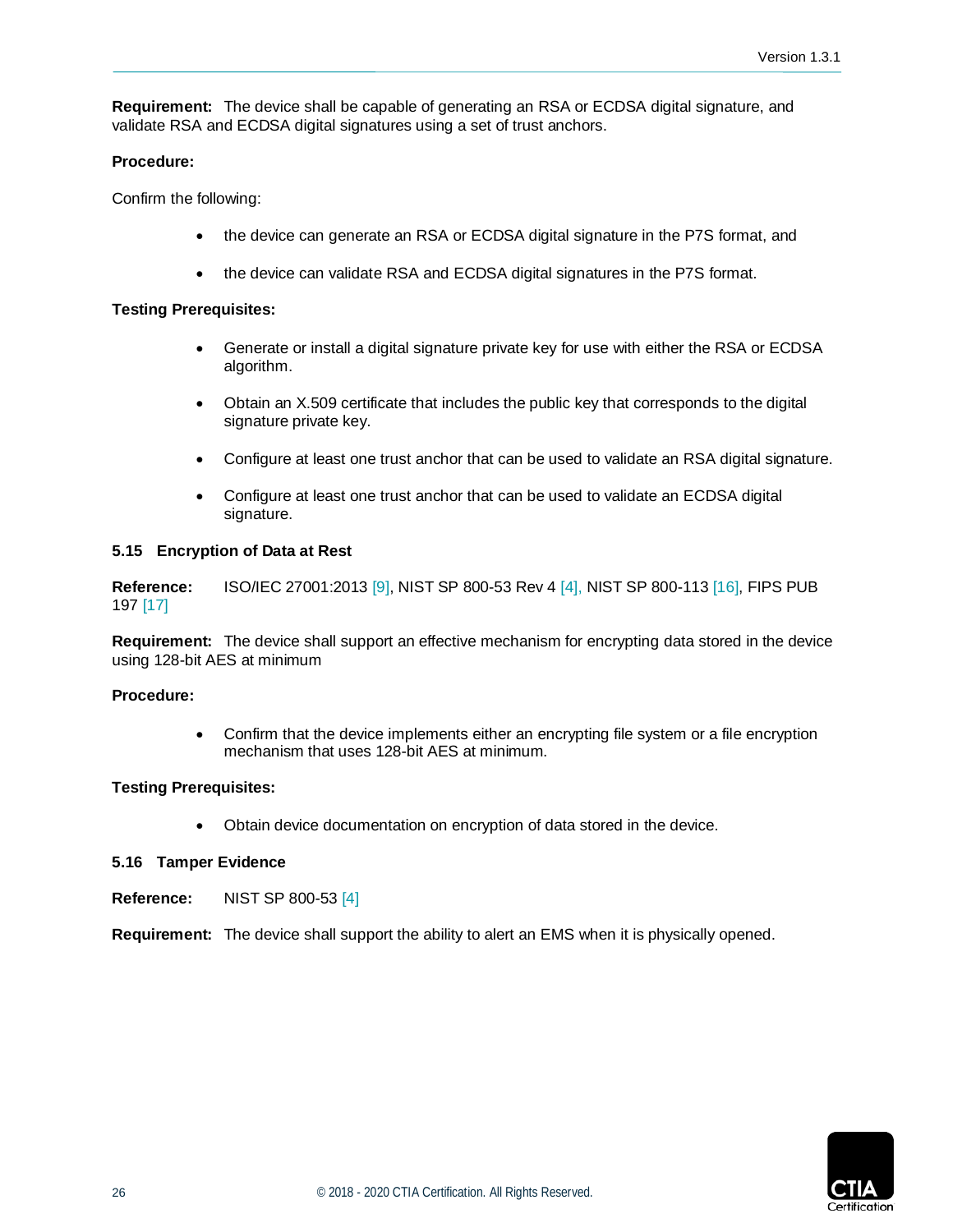**Requirement:** The device shall be capable of generating an RSA or ECDSA digital signature, and validate RSA and ECDSA digital signatures using a set of trust anchors.

**Procedure:**

Confirm the following:

- the device can generate an RSA or ECDSA digital signature in the P7S format, and
- the device can validate RSA and ECDSA digital signatures in the P7S format.

**Testing Prerequisites:**

- Generate or install a digital signature private key for use with either the RSA or ECDSA algorithm.
- Obtain an X.509 certificate that includes the public key that corresponds to the digital signature private key.
- Configure at least one trust anchor that can be used to validate an RSA digital signature.
- Configure at least one trust anchor that can be used to validate an ECDSA digital signature.

### 5.15 Encryption of Data at Rest

**Reference:** ISO/IEC 27001:2013 [9], NIST SP 800-53 Rev 4 [4], NIST SP 800-113 [16], FIPS PUB 197 [17]

**Requirement:** The device shall support an effective mechanism for encrypting data stored in the device using 128-bit AES at minimum

**Procedure:**

- Confirm that the device implements either an encrypting file system or a file encryption mechanism that uses 128-bit AES at minimum.

**Testing Prerequisites:**

- Obtain device documentation on encryption of data stored in the device.

### 5.16 Tamper Evidence

**Reference:** NIST SP 800-53 [4]

**Requirement:** The device shall support the ability to alert an EMS when it is physically opened.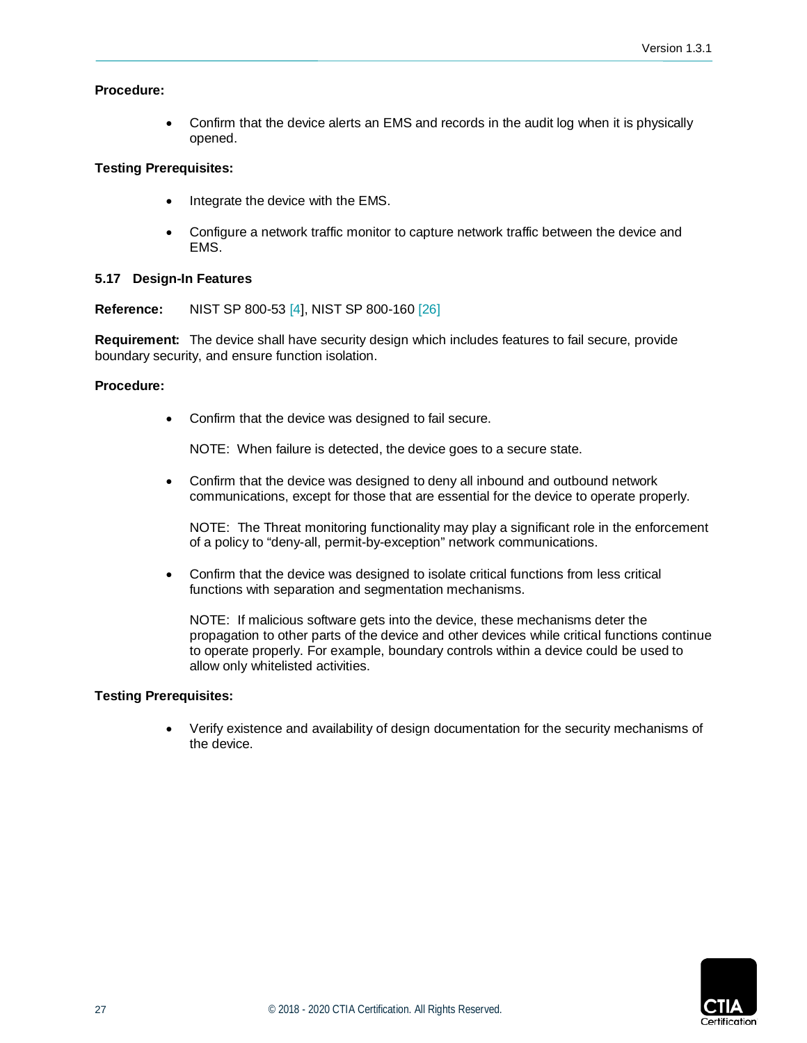**Procedure:**

- Confirm that the device alerts an EMS and records in the audit log when it is physically opened.

**Testing Prerequisites:**

- Integrate the device with the EMS.
- Configure a network traffic monitor to capture network traffic between the device and EMS.

### 5.17 Design-In Features

**Reference:** NIST SP 800-53 [4], NIST SP 800-160 [26]

**Requirement:** The device shall have security design which includes features to fail secure, provide boundary security, and ensure function isolation.

**Procedure:**

- Confirm that the device was designed to fail secure.

  NOTE: When failure is detected, the device goes to a secure state.

- Confirm that the device was designed to deny all inbound and outbound network communications, except for those that are essential for the device to operate properly.

  NOTE: The Threat monitoring functionality may play a significant role in the enforcement of a policy to "deny-all, permit-by-exception" network communications.

- Confirm that the device was designed to isolate critical functions from less critical functions with separation and segmentation mechanisms.

  NOTE: If malicious software gets into the device, these mechanisms deter the propagation to other parts of the device and other devices while critical functions continue to operate properly. For example, boundary controls within a device could be used to allow only whitelisted activities.

**Testing Prerequisites:**

- Verify existence and availability of design documentation for the security mechanisms of the device.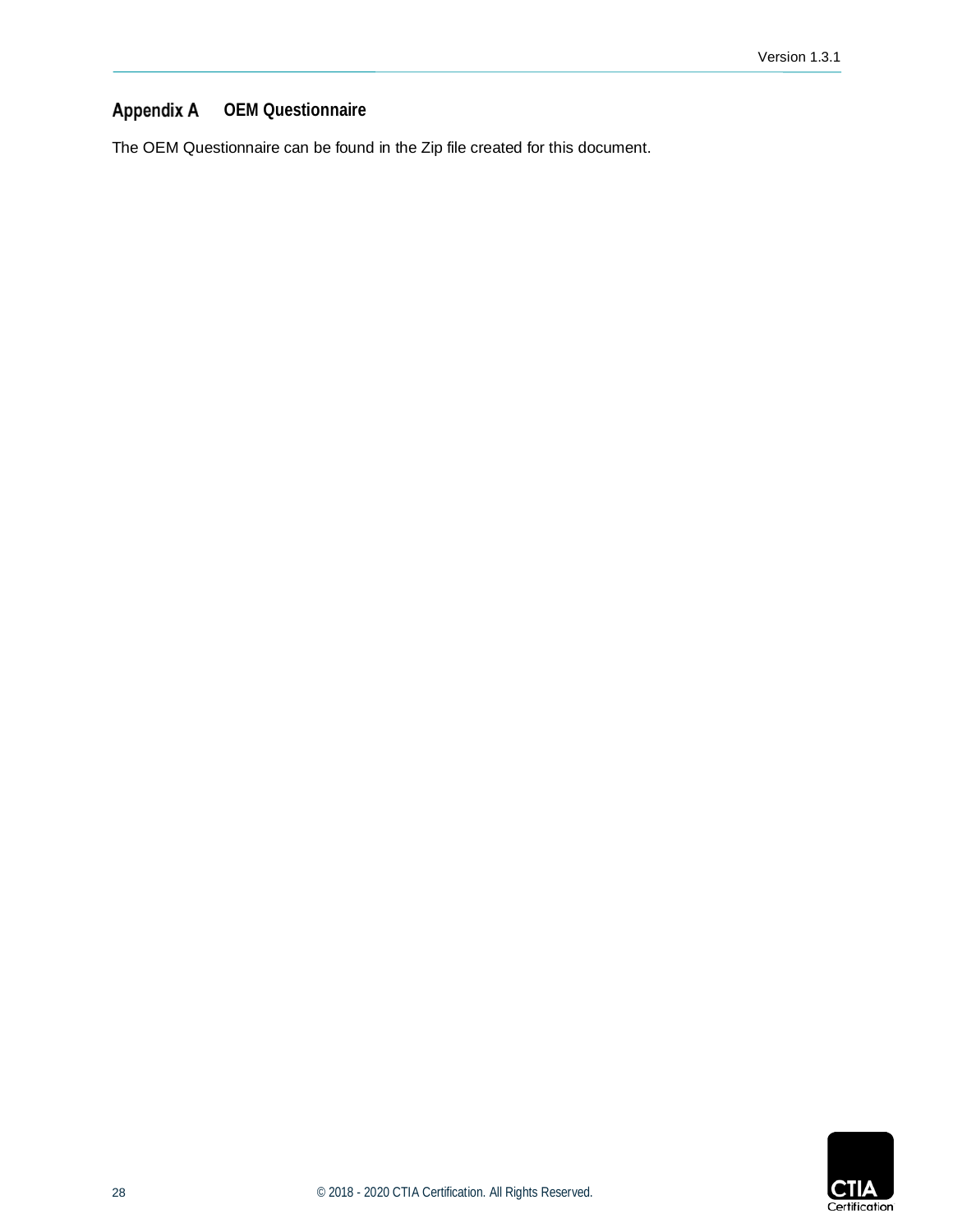# Appendix A OEM Questionnaire

The OEM Questionnaire can be found in the Zip file created for this document.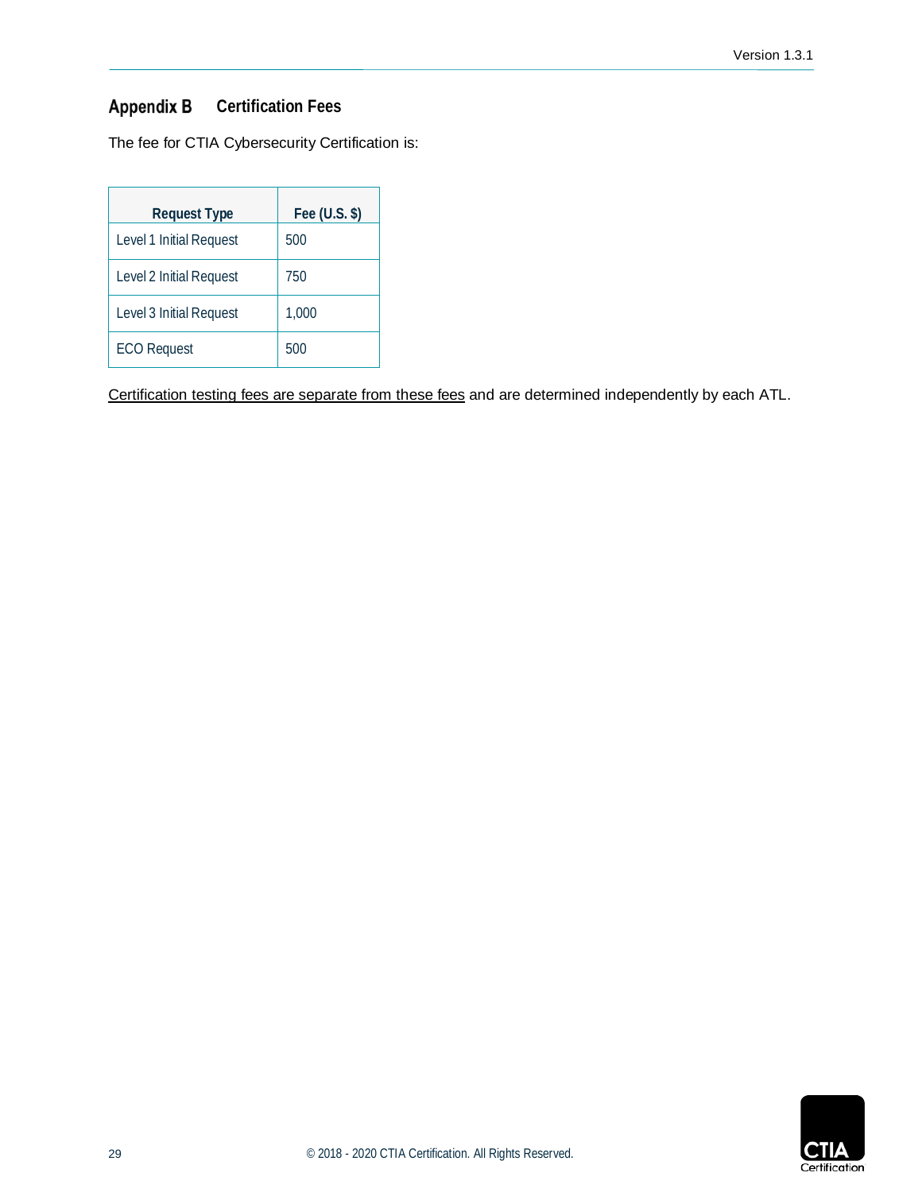## Appendix B Certification Fees

The fee for CTIA Cybersecurity Certification is:

| Request Type | Fee (U.S. $) |
| --- | --- |
| Level 1 Initial Request | 500 |
| Level 2 Initial Request | 750 |
| Level 3 Initial Request | 1,000 |
| ECO Request | 500 |

Certification testing fees are separate from these fees and are determined independently by each ATL.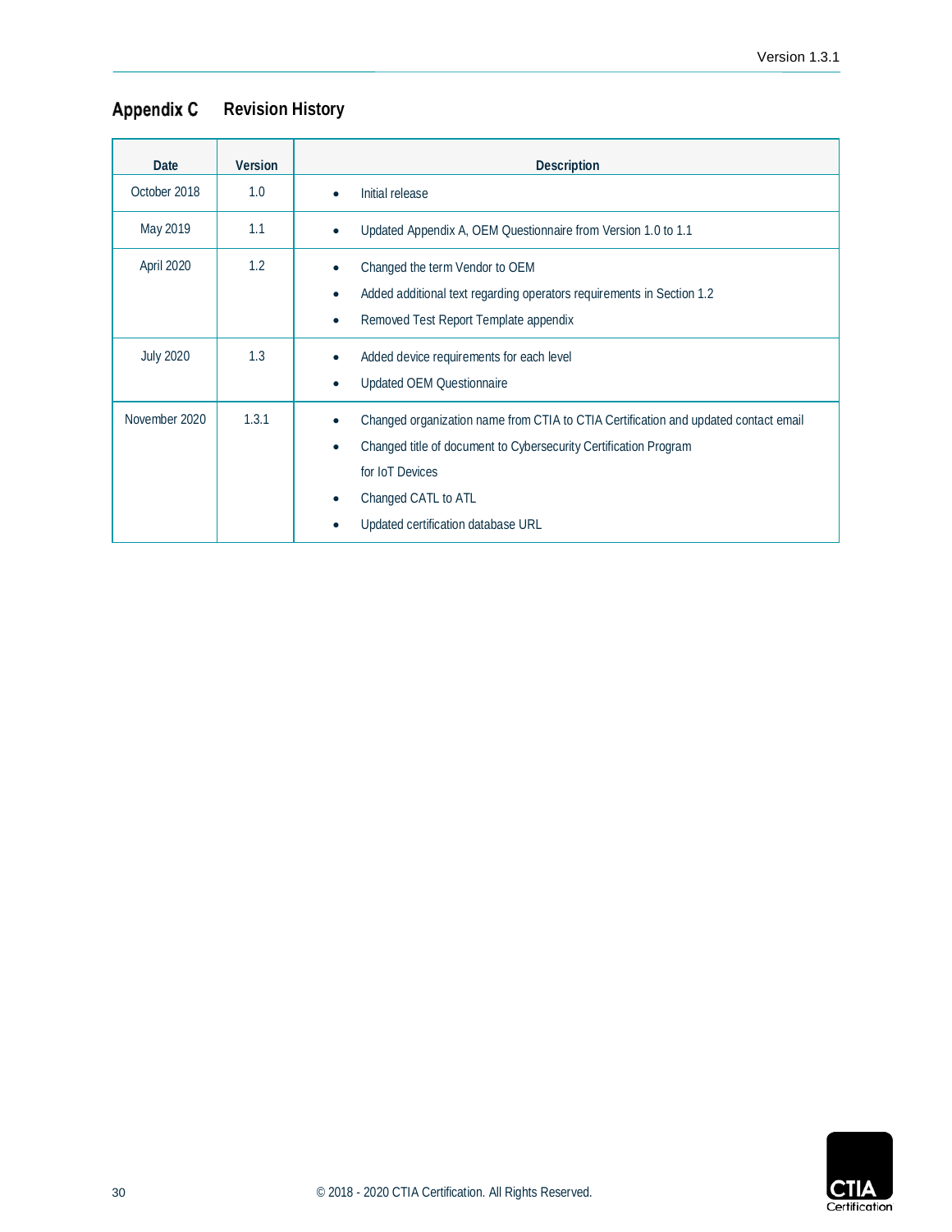# Appendix C Revision History

| Date | Version | Description |
|---|---|---|
| October 2018 | 1.0 | • Initial release |
| May 2019 | 1.1 | • Updated Appendix A, OEM Questionnaire from Version 1.0 to 1.1 |
| April 2020 | 1.2 | • Changed the term Vendor to OEM<br>• Added additional text regarding operators requirements in Section 1.2<br>• Removed Test Report Template appendix |
| July 2020 | 1.3 | • Added device requirements for each level<br>• Updated OEM Questionnaire |
| November 2020 | 1.3.1 | • Changed organization name from CTIA to CTIA Certification and updated contact email<br>• Changed title of document to Cybersecurity Certification Program for IoT Devices<br>• Changed CATL to ATL<br>• Updated certification database URL |